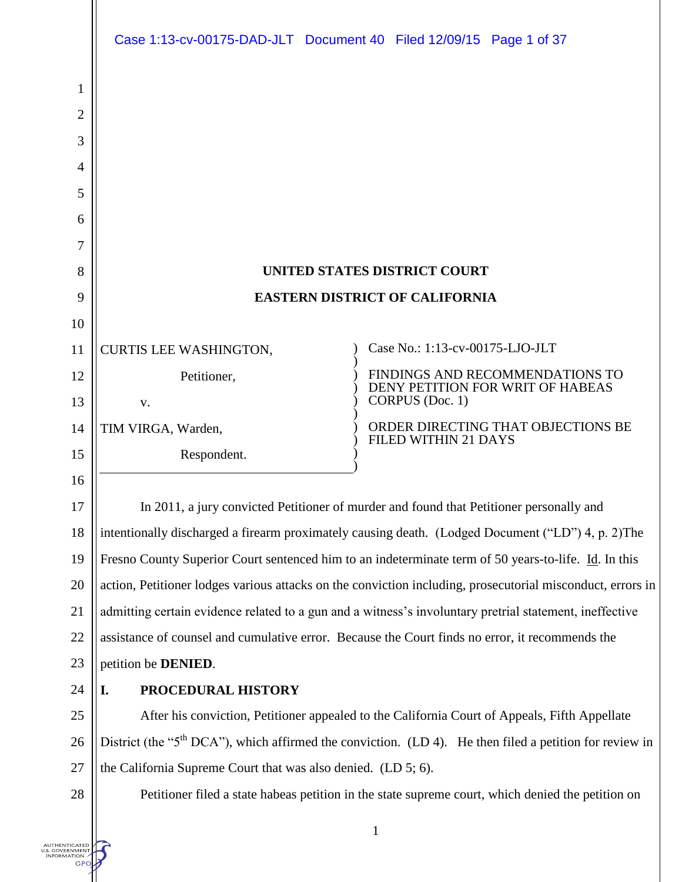# UNITED STATES DISTRICT COURT

# EASTERN DISTRICT OF CALIFORNIA

| | |
|---|---|
| CURTIS LEE WASHINGTON,<br><br>Petitioner,<br><br>v.<br><br>TIM VIRGA, Warden,<br><br>Respondent. | Case No.: 1:13-cv-00175-LJO-JLT<br><br>FINDINGS AND RECOMMENDATIONS TO DENY PETITION FOR WRIT OF HABEAS CORPUS (Doc. 1)<br><br>ORDER DIRECTING THAT OBJECTIONS BE FILED WITHIN 21 DAYS |

In 2011, a jury convicted Petitioner of murder and found that Petitioner personally and intentionally discharged a firearm proximately causing death. (Lodged Document ("LD") 4, p. 2)The Fresno County Superior Court sentenced him to an indeterminate term of 50 years-to-life. Id. In this action, Petitioner lodges various attacks on the conviction including, prosecutorial misconduct, errors in admitting certain evidence related to a gun and a witness's involuntary pretrial statement, ineffective assistance of counsel and cumulative error. Because the Court finds no error, it recommends the petition be **DENIED**.

## I. PROCEDURAL HISTORY

After his conviction, Petitioner appealed to the California Court of Appeals, Fifth Appellate District (the "5th DCA"), which affirmed the conviction. (LD 4). He then filed a petition for review in the California Supreme Court that was also denied. (LD 5; 6).

Petitioner filed a state habeas petition in the state supreme court, which denied the petition on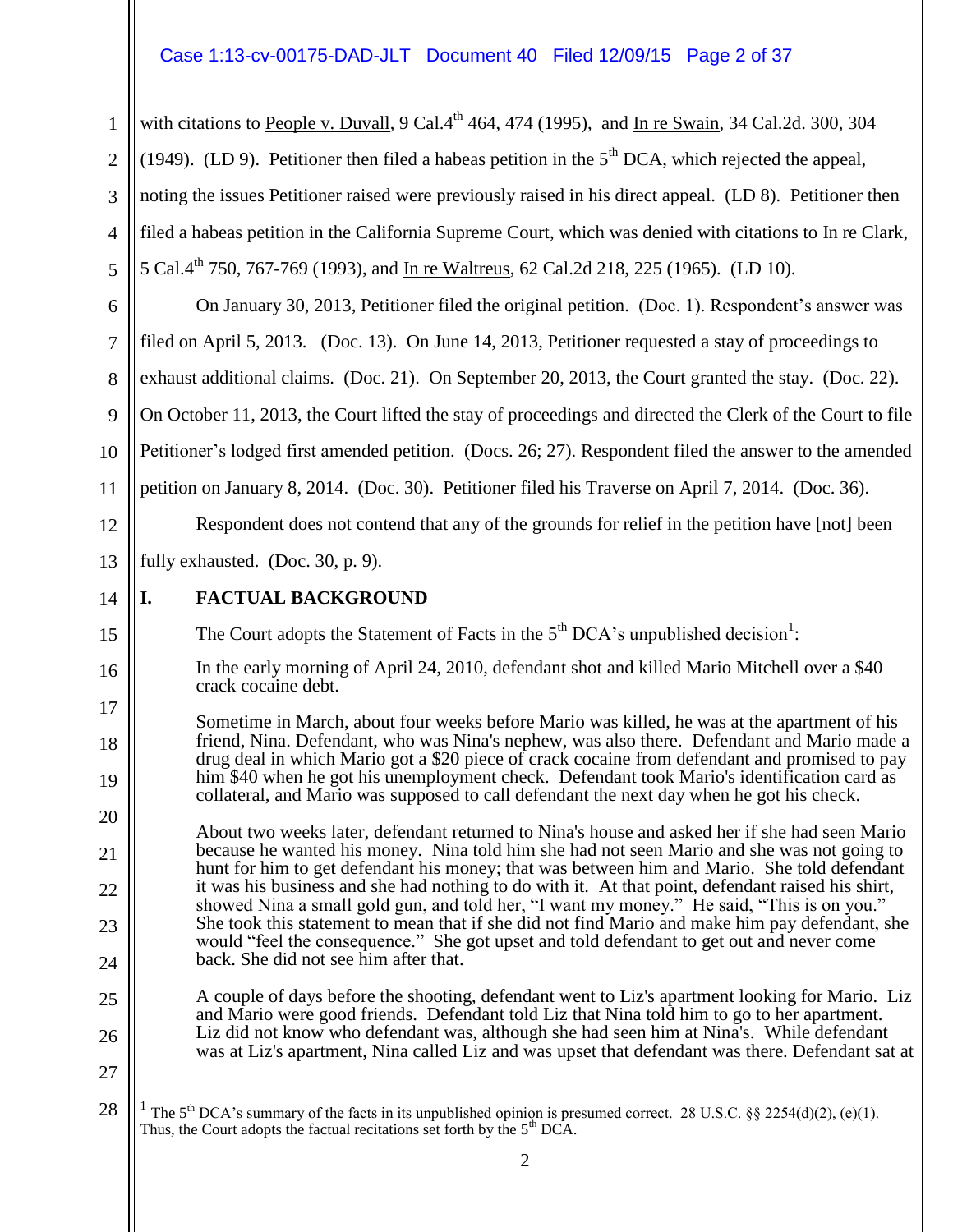with citations to People v. Duvall, 9 Cal.4th 464, 474 (1995), and In re Swain, 34 Cal.2d. 300, 304 (1949). (LD 9). Petitioner then filed a habeas petition in the 5th DCA, which rejected the appeal, noting the issues Petitioner raised were previously raised in his direct appeal. (LD 8). Petitioner then filed a habeas petition in the California Supreme Court, which was denied with citations to In re Clark, 5 Cal.4th 750, 767-769 (1993), and In re Waltreus, 62 Cal.2d 218, 225 (1965). (LD 10).

On January 30, 2013, Petitioner filed the original petition. (Doc. 1). Respondent's answer was filed on April 5, 2013. (Doc. 13). On June 14, 2013, Petitioner requested a stay of proceedings to exhaust additional claims. (Doc. 21). On September 20, 2013, the Court granted the stay. (Doc. 22). On October 11, 2013, the Court lifted the stay of proceedings and directed the Clerk of the Court to file Petitioner's lodged first amended petition. (Docs. 26; 27). Respondent filed the answer to the amended petition on January 8, 2014. (Doc. 30). Petitioner filed his Traverse on April 7, 2014. (Doc. 36).

Respondent does not contend that any of the grounds for relief in the petition have [not] been fully exhausted. (Doc. 30, p. 9).

## I. FACTUAL BACKGROUND

The Court adopts the Statement of Facts in the 5th DCA's unpublished decision[1]:

> In the early morning of April 24, 2010, defendant shot and killed Mario Mitchell over a $40 crack cocaine debt.
>
> Sometime in March, about four weeks before Mario was killed, he was at the apartment of his friend, Nina. Defendant, who was Nina's nephew, was also there. Defendant and Mario made a drug deal in which Mario got a $20 piece of crack cocaine from defendant and promised to pay him $40 when he got his unemployment check. Defendant took Mario's identification card as collateral, and Mario was supposed to call defendant the next day when he got his check.
>
> About two weeks later, defendant returned to Nina's house and asked her if she had seen Mario because he wanted his money. Nina told him she had not seen Mario and she was not going to hunt for him to get defendant his money; that was between him and Mario. She told defendant it was his business and she had nothing to do with it. At that point, defendant raised his shirt, showed Nina a small gold gun, and told her, "I want my money." He said, "This is on you." She took this statement to mean that if she did not find Mario and make him pay defendant, she would "feel the consequence." She got upset and told defendant to get out and never come back. She did not see him after that.
>
> A couple of days before the shooting, defendant went to Liz's apartment looking for Mario. Liz and Mario were good friends. Defendant told Liz that Nina told him to go to her apartment. Liz did not know who defendant was, although she had seen him at Nina's. While defendant was at Liz's apartment, Nina called Liz and was upset that defendant was there. Defendant sat at

---

[1] The 5th DCA's summary of the facts in its unpublished opinion is presumed correct. 28 U.S.C. §§ 2254(d)(2), (e)(1). Thus, the Court adopts the factual recitations set forth by the 5th DCA.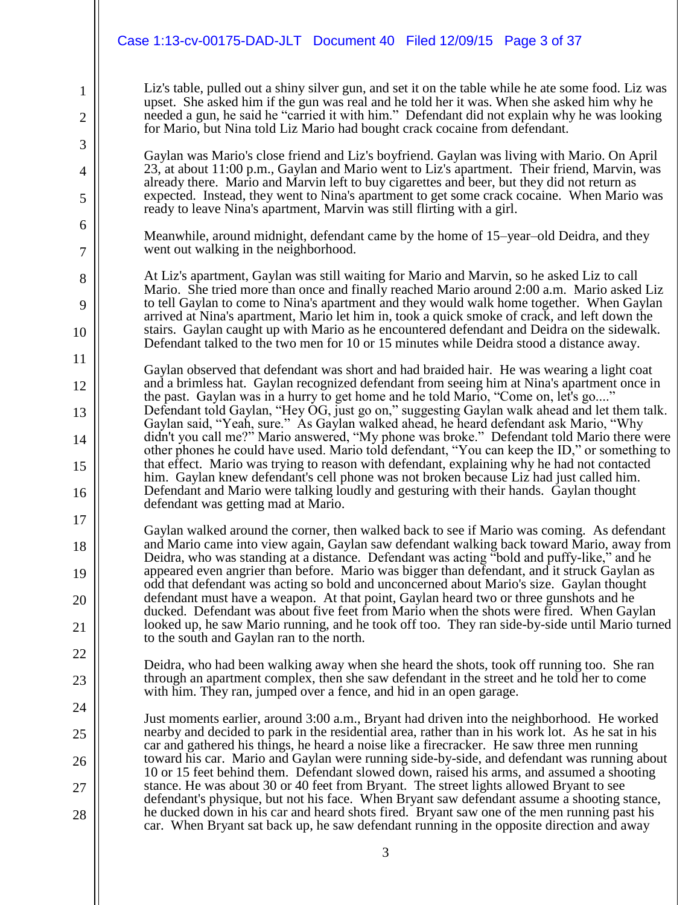Liz's table, pulled out a shiny silver gun, and set it on the table while he ate some food. Liz was upset. She asked him if the gun was real and he told her it was. When she asked him why he needed a gun, he said he "carried it with him." Defendant did not explain why he was looking for Mario, but Nina told Liz Mario had bought crack cocaine from defendant.

Gaylan was Mario's close friend and Liz's boyfriend. Gaylan was living with Mario. On April 23, at about 11:00 p.m., Gaylan and Mario went to Liz's apartment. Their friend, Marvin, was already there. Mario and Marvin left to buy cigarettes and beer, but they did not return as expected. Instead, they went to Nina's apartment to get some crack cocaine. When Mario was ready to leave Nina's apartment, Marvin was still flirting with a girl.

Meanwhile, around midnight, defendant came by the home of 15–year–old Deidra, and they went out walking in the neighborhood.

At Liz's apartment, Gaylan was still waiting for Mario and Marvin, so he asked Liz to call Mario. She tried more than once and finally reached Mario around 2:00 a.m. Mario asked Liz to tell Gaylan to come to Nina's apartment and they would walk home together. When Gaylan arrived at Nina's apartment, Mario let him in, took a quick smoke of crack, and left down the stairs. Gaylan caught up with Mario as he encountered defendant and Deidra on the sidewalk. Defendant talked to the two men for 10 or 15 minutes while Deidra stood a distance away.

Gaylan observed that defendant was short and had braided hair. He was wearing a light coat and a brimless hat. Gaylan recognized defendant from seeing him at Nina's apartment once in the past. Gaylan was in a hurry to get home and he told Mario, "Come on, let's go...." Defendant told Gaylan, "Hey OG, just go on," suggesting Gaylan walk ahead and let them talk. Gaylan said, "Yeah, sure." As Gaylan walked ahead, he heard defendant ask Mario, "Why didn't you call me?" Mario answered, "My phone was broke." Defendant told Mario there were other phones he could have used. Mario told defendant, "You can keep the ID," or something to that effect. Mario was trying to reason with defendant, explaining why he had not contacted him. Gaylan knew defendant's cell phone was not broken because Liz had just called him. Defendant and Mario were talking loudly and gesturing with their hands. Gaylan thought defendant was getting mad at Mario.

Gaylan walked around the corner, then walked back to see if Mario was coming. As defendant and Mario came into view again, Gaylan saw defendant walking back toward Mario, away from Deidra, who was standing at a distance. Defendant was acting "bold and puffy-like," and he appeared even angrier than before. Mario was bigger than defendant, and it struck Gaylan as odd that defendant was acting so bold and unconcerned about Mario's size. Gaylan thought defendant must have a weapon. At that point, Gaylan heard two or three gunshots and he ducked. Defendant was about five feet from Mario when the shots were fired. When Gaylan looked up, he saw Mario running, and he took off too. They ran side-by-side until Mario turned to the south and Gaylan ran to the north.

Deidra, who had been walking away when she heard the shots, took off running too. She ran through an apartment complex, then she saw defendant in the street and he told her to come with him. They ran, jumped over a fence, and hid in an open garage.

Just moments earlier, around 3:00 a.m., Bryant had driven into the neighborhood. He worked nearby and decided to park in the residential area, rather than in his work lot. As he sat in his car and gathered his things, he heard a noise like a firecracker. He saw three men running toward his car. Mario and Gaylan were running side-by-side, and defendant was running about 10 or 15 feet behind them. Defendant slowed down, raised his arms, and assumed a shooting stance. He was about 30 or 40 feet from Bryant. The street lights allowed Bryant to see defendant's physique, but not his face. When Bryant saw defendant assume a shooting stance, he ducked down in his car and heard shots fired. Bryant saw one of the men running past his car. When Bryant sat back up, he saw defendant running in the opposite direction and away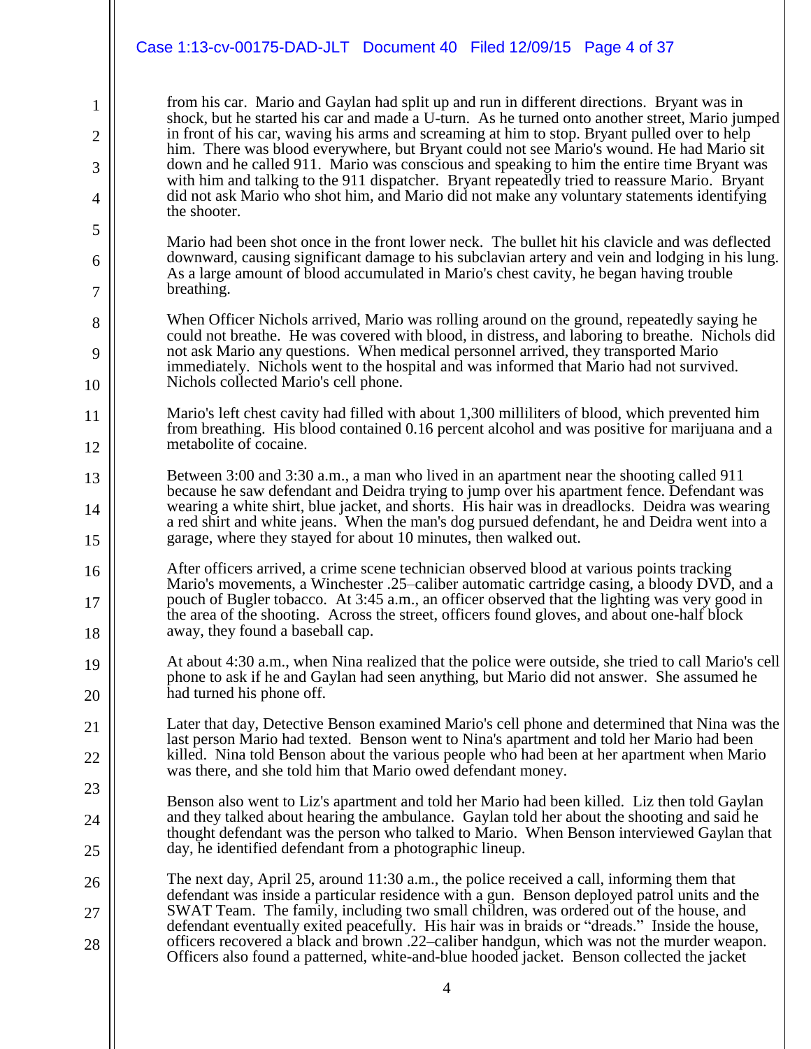from his car. Mario and Gaylan had split up and run in different directions. Bryant was in shock, but he started his car and made a U-turn. As he turned onto another street, Mario jumped in front of his car, waving his arms and screaming at him to stop. Bryant pulled over to help him. There was blood everywhere, but Bryant could not see Mario's wound. He had Mario sit down and he called 911. Mario was conscious and speaking to him the entire time Bryant was with him and talking to the 911 dispatcher. Bryant repeatedly tried to reassure Mario. Bryant did not ask Mario who shot him, and Mario did not make any voluntary statements identifying the shooter.

Mario had been shot once in the front lower neck. The bullet hit his clavicle and was deflected downward, causing significant damage to his subclavian artery and vein and lodging in his lung. As a large amount of blood accumulated in Mario's chest cavity, he began having trouble breathing.

When Officer Nichols arrived, Mario was rolling around on the ground, repeatedly saying he could not breathe. He was covered with blood, in distress, and laboring to breathe. Nichols did not ask Mario any questions. When medical personnel arrived, they transported Mario immediately. Nichols went to the hospital and was informed that Mario had not survived. Nichols collected Mario's cell phone.

Mario's left chest cavity had filled with about 1,300 milliliters of blood, which prevented him from breathing. His blood contained 0.16 percent alcohol and was positive for marijuana and a metabolite of cocaine.

Between 3:00 and 3:30 a.m., a man who lived in an apartment near the shooting called 911 because he saw defendant and Deidra trying to jump over his apartment fence. Defendant was wearing a white shirt, blue jacket, and shorts. His hair was in dreadlocks. Deidra was wearing a red shirt and white jeans. When the man's dog pursued defendant, he and Deidra went into a garage, where they stayed for about 10 minutes, then walked out.

After officers arrived, a crime scene technician observed blood at various points tracking Mario's movements, a Winchester .25–caliber automatic cartridge casing, a bloody DVD, and a pouch of Bugler tobacco. At 3:45 a.m., an officer observed that the lighting was very good in the area of the shooting. Across the street, officers found gloves, and about one-half block away, they found a baseball cap.

At about 4:30 a.m., when Nina realized that the police were outside, she tried to call Mario's cell phone to ask if he and Gaylan had seen anything, but Mario did not answer. She assumed he had turned his phone off.

Later that day, Detective Benson examined Mario's cell phone and determined that Nina was the last person Mario had texted. Benson went to Nina's apartment and told her Mario had been killed. Nina told Benson about the various people who had been at her apartment when Mario was there, and she told him that Mario owed defendant money.

Benson also went to Liz's apartment and told her Mario had been killed. Liz then told Gaylan and they talked about hearing the ambulance. Gaylan told her about the shooting and said he thought defendant was the person who talked to Mario. When Benson interviewed Gaylan that day, he identified defendant from a photographic lineup.

The next day, April 25, around 11:30 a.m., the police received a call, informing them that defendant was inside a particular residence with a gun. Benson deployed patrol units and the SWAT Team. The family, including two small children, was ordered out of the house, and defendant eventually exited peacefully. His hair was in braids or "dreads." Inside the house, officers recovered a black and brown .22–caliber handgun, which was not the murder weapon. Officers also found a patterned, white-and-blue hooded jacket. Benson collected the jacket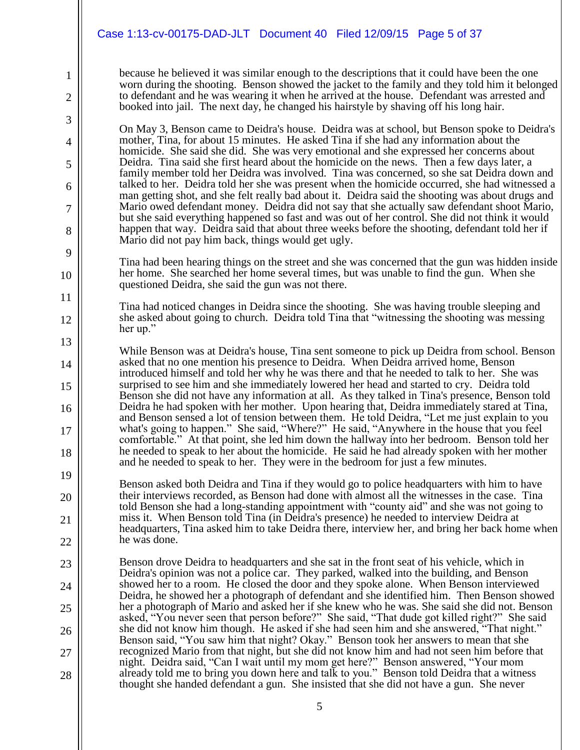because he believed it was similar enough to the descriptions that it could have been the one worn during the shooting. Benson showed the jacket to the family and they told him it belonged to defendant and he was wearing it when he arrived at the house. Defendant was arrested and booked into jail. The next day, he changed his hairstyle by shaving off his long hair.

On May 3, Benson came to Deidra's house. Deidra was at school, but Benson spoke to Deidra's mother, Tina, for about 15 minutes. He asked Tina if she had any information about the homicide. She said she did. She was very emotional and she expressed her concerns about Deidra. Tina said she first heard about the homicide on the news. Then a few days later, a family member told her Deidra was involved. Tina was concerned, so she sat Deidra down and talked to her. Deidra told her she was present when the homicide occurred, she had witnessed a man getting shot, and she felt really bad about it. Deidra said the shooting was about drugs and Mario owed defendant money. Deidra did not say that she actually saw defendant shoot Mario, but she said everything happened so fast and was out of her control. She did not think it would happen that way. Deidra said that about three weeks before the shooting, defendant told her if Mario did not pay him back, things would get ugly.

Tina had been hearing things on the street and she was concerned that the gun was hidden inside her home. She searched her home several times, but was unable to find the gun. When she questioned Deidra, she said the gun was not there.

Tina had noticed changes in Deidra since the shooting. She was having trouble sleeping and she asked about going to church. Deidra told Tina that "witnessing the shooting was messing her up."

While Benson was at Deidra's house, Tina sent someone to pick up Deidra from school. Benson asked that no one mention his presence to Deidra. When Deidra arrived home, Benson introduced himself and told her why he was there and that he needed to talk to her. She was surprised to see him and she immediately lowered her head and started to cry. Deidra told Benson she did not have any information at all. As they talked in Tina's presence, Benson told Deidra he had spoken with her mother. Upon hearing that, Deidra immediately stared at Tina, and Benson sensed a lot of tension between them. He told Deidra, "Let me just explain to you what's going to happen." She said, "Where?" He said, "Anywhere in the house that you feel comfortable." At that point, she led him down the hallway into her bedroom. Benson told her he needed to speak to her about the homicide. He said he had already spoken with her mother and he needed to speak to her. They were in the bedroom for just a few minutes.

Benson asked both Deidra and Tina if they would go to police headquarters with him to have their interviews recorded, as Benson had done with almost all the witnesses in the case. Tina told Benson she had a long-standing appointment with "county aid" and she was not going to miss it. When Benson told Tina (in Deidra's presence) he needed to interview Deidra at headquarters, Tina asked him to take Deidra there, interview her, and bring her back home when he was done.

Benson drove Deidra to headquarters and she sat in the front seat of his vehicle, which in Deidra's opinion was not a police car. They parked, walked into the building, and Benson showed her to a room. He closed the door and they spoke alone. When Benson interviewed Deidra, he showed her a photograph of defendant and she identified him. Then Benson showed her a photograph of Mario and asked her if she knew who he was. She said she did not. Benson asked, "You never seen that person before?" She said, "That dude got killed right?" She said she did not know him though. He asked if she had seen him and she answered, "That night." Benson said, "You saw him that night? Okay." Benson took her answers to mean that she recognized Mario from that night, but she did not know him and had not seen him before that night. Deidra said, "Can I wait until my mom get here?" Benson answered, "Your mom already told me to bring you down here and talk to you." Benson told Deidra that a witness thought she handed defendant a gun. She insisted that she did not have a gun. She never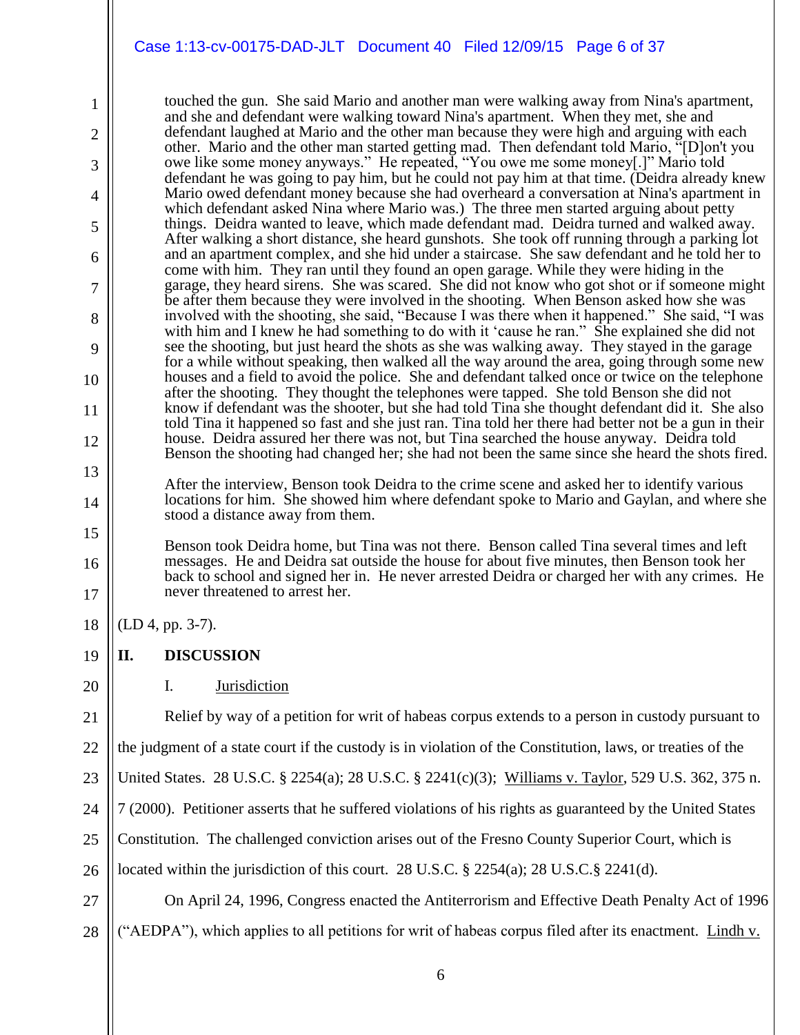touched the gun. She said Mario and another man were walking away from Nina's apartment, and she and defendant were walking toward Nina's apartment. When they met, she and defendant laughed at Mario and the other man because they were high and arguing with each other. Mario and the other man started getting mad. Then defendant told Mario, "[D]on't you owe like some money anyways." He repeated, "You owe me some money[.]" Mario told defendant he was going to pay him, but he could not pay him at that time. (Deidra already knew Mario owed defendant money because she had overheard a conversation at Nina's apartment in which defendant asked Nina where Mario was.) The three men started arguing about petty things. Deidra wanted to leave, which made defendant mad. Deidra turned and walked away. After walking a short distance, she heard gunshots. She took off running through a parking lot and an apartment complex, and she hid under a staircase. She saw defendant and he told her to come with him. They ran until they found an open garage. While they were hiding in the garage, they heard sirens. She was scared. She did not know who got shot or if someone might be after them because they were involved in the shooting. When Benson asked how she was involved with the shooting, she said, "Because I was there when it happened." She said, "I was with him and I knew he had something to do with it 'cause he ran." She explained she did not see the shooting, but just heard the shots as she was walking away. They stayed in the garage for a while without speaking, then walked all the way around the area, going through some new houses and a field to avoid the police. She and defendant talked once or twice on the telephone after the shooting. They thought the telephones were tapped. She told Benson she did not know if defendant was the shooter, but she had told Tina she thought defendant did it. She also told Tina it happened so fast and she just ran. Tina told her there had better not be a gun in their house. Deidra assured her there was not, but Tina searched the house anyway. Deidra told Benson the shooting had changed her; she had not been the same since she heard the shots fired.

After the interview, Benson took Deidra to the crime scene and asked her to identify various locations for him. She showed him where defendant spoke to Mario and Gaylan, and where she stood a distance away from them.

Benson took Deidra home, but Tina was not there. Benson called Tina several times and left messages. He and Deidra sat outside the house for about five minutes, then Benson took her back to school and signed her in. He never arrested Deidra or charged her with any crimes. He never threatened to arrest her.

(LD 4, pp. 3-7).

## II. DISCUSSION

### I. Jurisdiction

Relief by way of a petition for writ of habeas corpus extends to a person in custody pursuant to the judgment of a state court if the custody is in violation of the Constitution, laws, or treaties of the United States. 28 U.S.C. § 2254(a); 28 U.S.C. § 2241(c)(3); Williams v. Taylor, 529 U.S. 362, 375 n. 7 (2000). Petitioner asserts that he suffered violations of his rights as guaranteed by the United States Constitution. The challenged conviction arises out of the Fresno County Superior Court, which is located within the jurisdiction of this court. 28 U.S.C. § 2254(a); 28 U.S.C.§ 2241(d).

On April 24, 1996, Congress enacted the Antiterrorism and Effective Death Penalty Act of 1996 ("AEDPA"), which applies to all petitions for writ of habeas corpus filed after its enactment. Lindh v.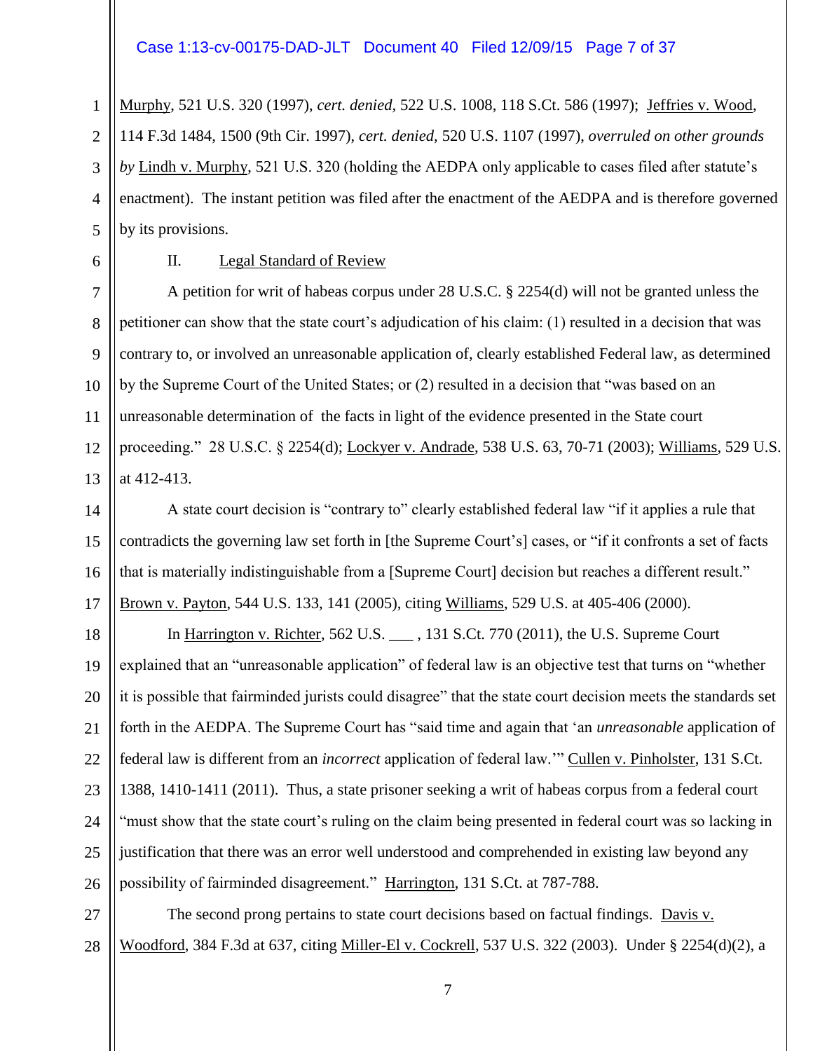Murphy, 521 U.S. 320 (1997), *cert. denied*, 522 U.S. 1008, 118 S.Ct. 586 (1997); Jeffries v. Wood, 114 F.3d 1484, 1500 (9th Cir. 1997), *cert. denied*, 520 U.S. 1107 (1997), *overruled on other grounds by* Lindh v. Murphy, 521 U.S. 320 (holding the AEDPA only applicable to cases filed after statute's enactment). The instant petition was filed after the enactment of the AEDPA and is therefore governed by its provisions.

II. Legal Standard of Review

A petition for writ of habeas corpus under 28 U.S.C. § 2254(d) will not be granted unless the petitioner can show that the state court's adjudication of his claim: (1) resulted in a decision that was contrary to, or involved an unreasonable application of, clearly established Federal law, as determined by the Supreme Court of the United States; or (2) resulted in a decision that "was based on an unreasonable determination of the facts in light of the evidence presented in the State court proceeding." 28 U.S.C. § 2254(d); Lockyer v. Andrade, 538 U.S. 63, 70-71 (2003); Williams, 529 U.S. at 412-413.

A state court decision is "contrary to" clearly established federal law "if it applies a rule that contradicts the governing law set forth in [the Supreme Court's] cases, or "if it confronts a set of facts that is materially indistinguishable from a [Supreme Court] decision but reaches a different result." Brown v. Payton, 544 U.S. 133, 141 (2005), citing Williams, 529 U.S. at 405-406 (2000).

In Harrington v. Richter, 562 U.S. ___ , 131 S.Ct. 770 (2011), the U.S. Supreme Court explained that an "unreasonable application" of federal law is an objective test that turns on "whether it is possible that fairminded jurists could disagree" that the state court decision meets the standards set forth in the AEDPA. The Supreme Court has "said time and again that 'an *unreasonable* application of federal law is different from an *incorrect* application of federal law.'" Cullen v. Pinholster, 131 S.Ct. 1388, 1410-1411 (2011). Thus, a state prisoner seeking a writ of habeas corpus from a federal court "must show that the state court's ruling on the claim being presented in federal court was so lacking in justification that there was an error well understood and comprehended in existing law beyond any possibility of fairminded disagreement." Harrington, 131 S.Ct. at 787-788.

The second prong pertains to state court decisions based on factual findings. Davis v. Woodford, 384 F.3d at 637, citing Miller-El v. Cockrell, 537 U.S. 322 (2003). Under § 2254(d)(2), a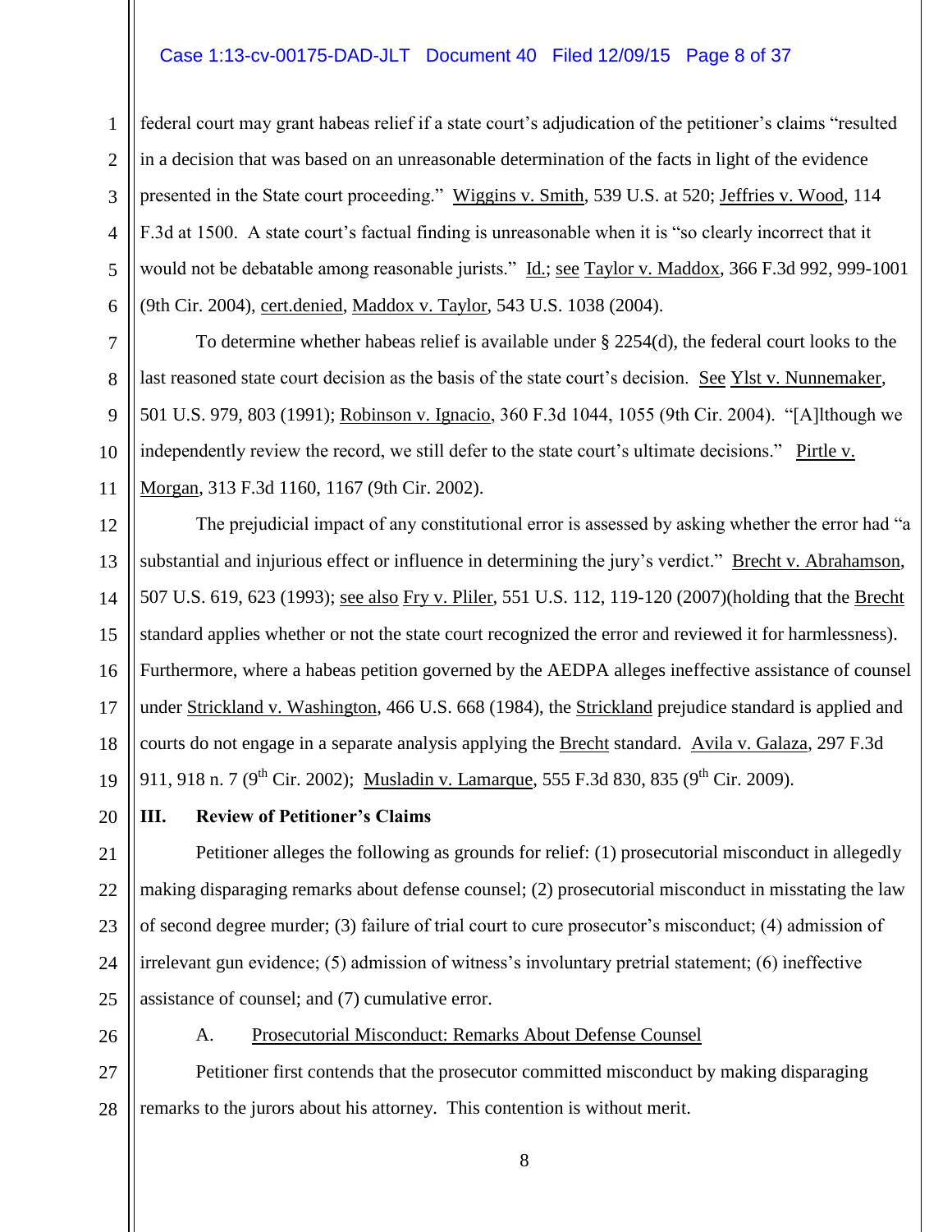federal court may grant habeas relief if a state court's adjudication of the petitioner's claims "resulted in a decision that was based on an unreasonable determination of the facts in light of the evidence presented in the State court proceeding." Wiggins v. Smith, 539 U.S. at 520; Jeffries v. Wood, 114 F.3d at 1500. A state court's factual finding is unreasonable when it is "so clearly incorrect that it would not be debatable among reasonable jurists." Id.; see Taylor v. Maddox, 366 F.3d 992, 999-1001 (9th Cir. 2004), cert.denied, Maddox v. Taylor, 543 U.S. 1038 (2004).

To determine whether habeas relief is available under § 2254(d), the federal court looks to the last reasoned state court decision as the basis of the state court's decision. See Ylst v. Nunnemaker, 501 U.S. 979, 803 (1991); Robinson v. Ignacio, 360 F.3d 1044, 1055 (9th Cir. 2004). "[A]lthough we independently review the record, we still defer to the state court's ultimate decisions." Pirtle v. Morgan, 313 F.3d 1160, 1167 (9th Cir. 2002).

The prejudicial impact of any constitutional error is assessed by asking whether the error had "a substantial and injurious effect or influence in determining the jury's verdict." Brecht v. Abrahamson, 507 U.S. 619, 623 (1993); see also Fry v. Pliler, 551 U.S. 112, 119-120 (2007)(holding that the Brecht standard applies whether or not the state court recognized the error and reviewed it for harmlessness). Furthermore, where a habeas petition governed by the AEDPA alleges ineffective assistance of counsel under Strickland v. Washington, 466 U.S. 668 (1984), the Strickland prejudice standard is applied and courts do not engage in a separate analysis applying the Brecht standard. Avila v. Galaza, 297 F.3d 911, 918 n. 7 (9th Cir. 2002); Musladin v. Lamarque, 555 F.3d 830, 835 (9th Cir. 2009).

## III. Review of Petitioner's Claims

Petitioner alleges the following as grounds for relief: (1) prosecutorial misconduct in allegedly making disparaging remarks about defense counsel; (2) prosecutorial misconduct in misstating the law of second degree murder; (3) failure of trial court to cure prosecutor's misconduct; (4) admission of irrelevant gun evidence; (5) admission of witness's involuntary pretrial statement; (6) ineffective assistance of counsel; and (7) cumulative error.

### A. Prosecutorial Misconduct: Remarks About Defense Counsel

Petitioner first contends that the prosecutor committed misconduct by making disparaging remarks to the jurors about his attorney. This contention is without merit.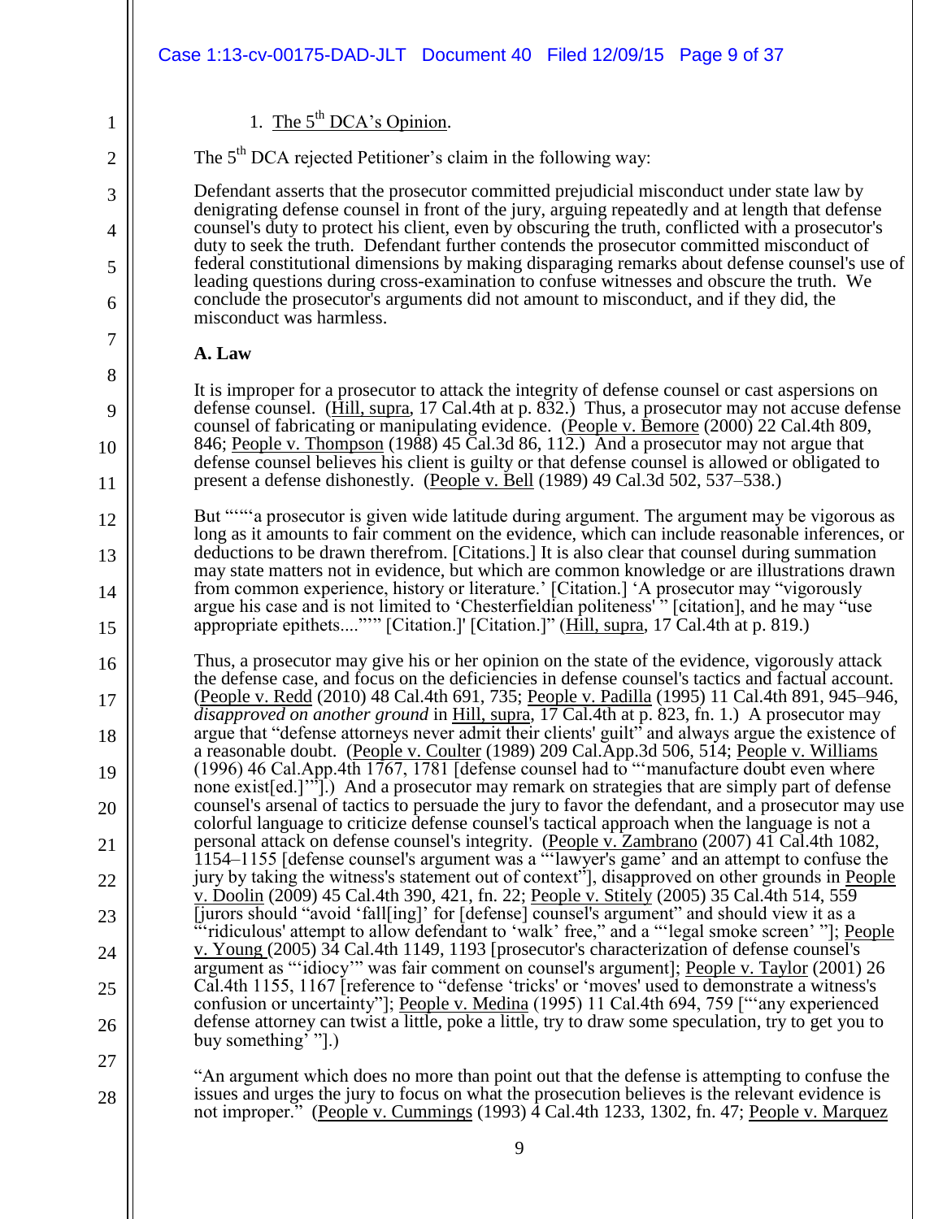1. The 5th DCA's Opinion.

The 5th DCA rejected Petitioner's claim in the following way:

> Defendant asserts that the prosecutor committed prejudicial misconduct under state law by denigrating defense counsel in front of the jury, arguing repeatedly and at length that defense counsel's duty to protect his client, even by obscuring the truth, conflicted with a prosecutor's duty to seek the truth. Defendant further contends the prosecutor committed misconduct of federal constitutional dimensions by making disparaging remarks about defense counsel's use of leading questions during cross-examination to confuse witnesses and obscure the truth. We conclude the prosecutor's arguments did not amount to misconduct, and if they did, the misconduct was harmless.
>
> **A. Law**
>
> It is improper for a prosecutor to attack the integrity of defense counsel or cast aspersions on defense counsel. (Hill, supra, 17 Cal.4th at p. 832.) Thus, a prosecutor may not accuse defense counsel of fabricating or manipulating evidence. (People v. Bemore (2000) 22 Cal.4th 809, 846; People v. Thompson (1988) 45 Cal.3d 86, 112.) And a prosecutor may not argue that defense counsel believes his client is guilty or that defense counsel is allowed or obligated to present a defense dishonestly. (People v. Bell (1989) 49 Cal.3d 502, 537–538.)
>
> But "'"'a prosecutor is given wide latitude during argument. The argument may be vigorous as long as it amounts to fair comment on the evidence, which can include reasonable inferences, or deductions to be drawn therefrom. [Citations.] It is also clear that counsel during summation may state matters not in evidence, but which are common knowledge or are illustrations drawn from common experience, history or literature.' [Citation.] 'A prosecutor may "vigorously argue his case and is not limited to 'Chesterfieldian politeness'" [citation], and he may "use appropriate epithets....""' [Citation.]' [Citation.]" (Hill, supra, 17 Cal.4th at p. 819.)
>
> Thus, a prosecutor may give his or her opinion on the state of the evidence, vigorously attack the defense case, and focus on the deficiencies in defense counsel's tactics and factual account. (People v. Redd (2010) 48 Cal.4th 691, 735; People v. Padilla (1995) 11 Cal.4th 891, 945–946, *disapproved on another ground* in Hill, supra, 17 Cal.4th at p. 823, fn. 1.) A prosecutor may argue that "defense attorneys never admit their clients' guilt" and always argue the existence of a reasonable doubt. (People v. Coulter (1989) 209 Cal.App.3d 506, 514; People v. Williams (1996) 46 Cal.App.4th 1767, 1781 [defense counsel had to "'manufacture doubt even where none exist[ed.]'"].) And a prosecutor may remark on strategies that are simply part of defense counsel's arsenal of tactics to persuade the jury to favor the defendant, and a prosecutor may use colorful language to criticize defense counsel's tactical approach when the language is not a personal attack on defense counsel's integrity. (People v. Zambrano (2007) 41 Cal.4th 1082, 1154–1155 [defense counsel's argument was a "'lawyer's game' and an attempt to confuse the jury by taking the witness's statement out of context"], disapproved on other grounds in People v. Doolin (2009) 45 Cal.4th 390, 421, fn. 22; People v. Stitely (2005) 35 Cal.4th 514, 559 [jurors should "avoid 'fall[ing]' for [defense] counsel's argument" and should view it as a "'ridiculous' attempt to allow defendant to 'walk' free," and a "'legal smoke screen' "]; People v. Young (2005) 34 Cal.4th 1149, 1193 [prosecutor's characterization of defense counsel's argument as "'idiocy'" was fair comment on counsel's argument]; People v. Taylor (2001) 26 Cal.4th 1155, 1167 [reference to "defense 'tricks' or 'moves' used to demonstrate a witness's confusion or uncertainty"]; People v. Medina (1995) 11 Cal.4th 694, 759 ["'any experienced defense attorney can twist a little, poke a little, try to draw some speculation, try to get you to buy something' "].)
>
> "An argument which does no more than point out that the defense is attempting to confuse the issues and urges the jury to focus on what the prosecution believes is the relevant evidence is not improper." (People v. Cummings (1993) 4 Cal.4th 1233, 1302, fn. 47; People v. Marquez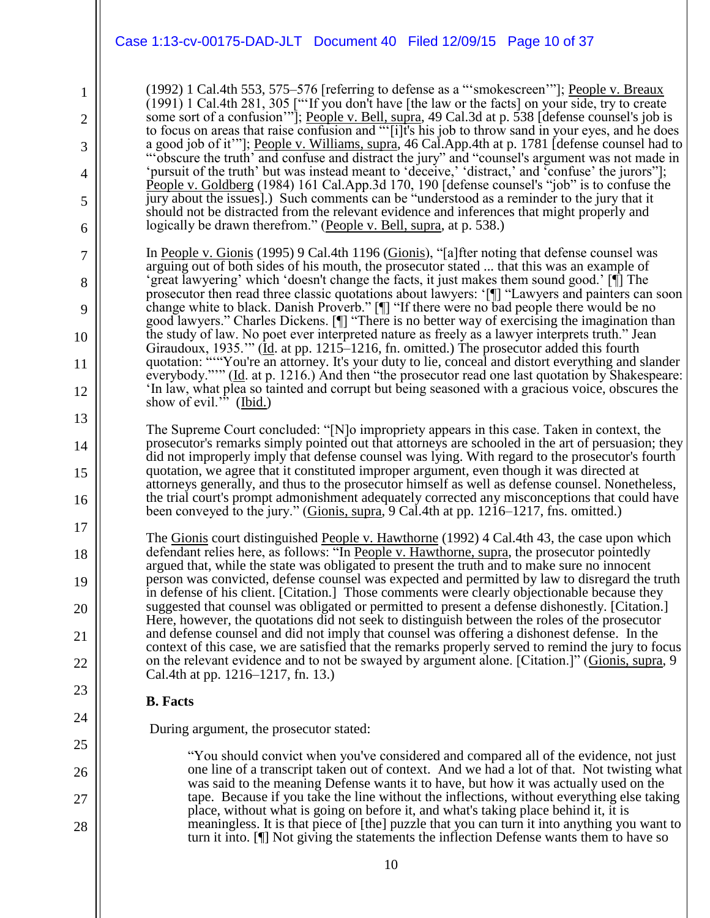(1992) 1 Cal.4th 553, 575–576 [referring to defense as a "'smokescreen'"]; People v. Breaux (1991) 1 Cal.4th 281, 305 ["'If you don't have [the law or the facts] on your side, try to create some sort of a confusion'"]; People v. Bell, supra, 49 Cal.3d at p. 538 [defense counsel's job is to focus on areas that raise confusion and "'[i]t's his job to throw sand in your eyes, and he does a good job of it'"]; People v. Williams, supra, 46 Cal.App.4th at p. 1781 [defense counsel had to "'obscure the truth' and confuse and distract the jury" and "counsel's argument was not made in 'pursuit of the truth' but was instead meant to 'deceive,' 'distract,' and 'confuse' the jurors"]; People v. Goldberg (1984) 161 Cal.App.3d 170, 190 [defense counsel's "job" is to confuse the jury about the issues].) Such comments can be "understood as a reminder to the jury that it should not be distracted from the relevant evidence and inferences that might properly and logically be drawn therefrom." (People v. Bell, supra, at p. 538.)

In People v. Gionis (1995) 9 Cal.4th 1196 (Gionis), "[a]fter noting that defense counsel was arguing out of both sides of his mouth, the prosecutor stated ... that this was an example of 'great lawyering' which 'doesn't change the facts, it just makes them sound good.' [¶] The prosecutor then read three classic quotations about lawyers: '[¶] "Lawyers and painters can soon change white to black. Danish Proverb." [¶] "If there were no bad people there would be no good lawyers." Charles Dickens. [¶] "There is no better way of exercising the imagination than the study of law. No poet ever interpreted nature as freely as a lawyer interprets truth." Jean Giraudoux, 1935.'" (Id. at pp. 1215–1216, fn. omitted.) The prosecutor added this fourth quotation: "'"You're an attorney. It's your duty to lie, conceal and distort everything and slander everybody."'" (Id. at p. 1216.) And then "the prosecutor read one last quotation by Shakespeare: 'In law, what plea so tainted and corrupt but being seasoned with a gracious voice, obscures the show of evil.'" (Ibid.)

The Supreme Court concluded: "[N]o impropriety appears in this case. Taken in context, the prosecutor's remarks simply pointed out that attorneys are schooled in the art of persuasion; they did not improperly imply that defense counsel was lying. With regard to the prosecutor's fourth quotation, we agree that it constituted improper argument, even though it was directed at attorneys generally, and thus to the prosecutor himself as well as defense counsel. Nonetheless, the trial court's prompt admonishment adequately corrected any misconceptions that could have been conveyed to the jury." (Gionis, supra, 9 Cal.4th at pp. 1216–1217, fns. omitted.)

The Gionis court distinguished People v. Hawthorne (1992) 4 Cal.4th 43, the case upon which defendant relies here, as follows: "In People v. Hawthorne, supra, the prosecutor pointedly argued that, while the state was obligated to present the truth and to make sure no innocent person was convicted, defense counsel was expected and permitted by law to disregard the truth in defense of his client. [Citation.] Those comments were clearly objectionable because they suggested that counsel was obligated or permitted to present a defense dishonestly. [Citation.] Here, however, the quotations did not seek to distinguish between the roles of the prosecutor and defense counsel and did not imply that counsel was offering a dishonest defense. In the context of this case, we are satisfied that the remarks properly served to remind the jury to focus on the relevant evidence and to not be swayed by argument alone. [Citation.]" (Gionis, supra, 9 Cal.4th at pp. 1216–1217, fn. 13.)

**B. Facts**

During argument, the prosecutor stated:

> "You should convict when you've considered and compared all of the evidence, not just one line of a transcript taken out of context. And we had a lot of that. Not twisting what was said to the meaning Defense wants it to have, but how it was actually used on the tape. Because if you take the line without the inflections, without everything else taking place, without what is going on before it, and what's taking place behind it, it is meaningless. It is that piece of [the] puzzle that you can turn it into anything you want to turn it into. [¶] Not giving the statements the inflection Defense wants them to have so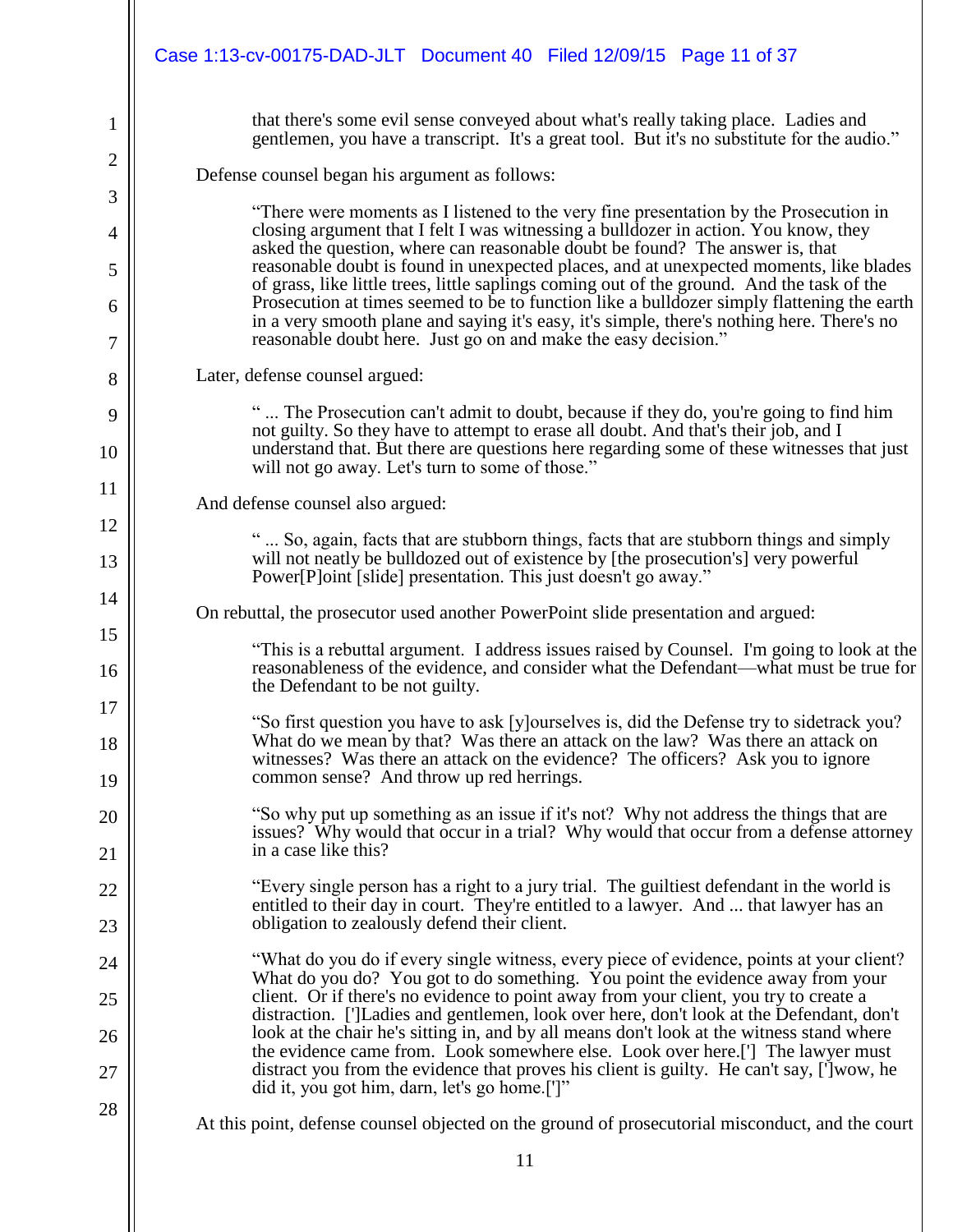> that there's some evil sense conveyed about what's really taking place. Ladies and gentlemen, you have a transcript. It's a great tool. But it's no substitute for the audio."

Defense counsel began his argument as follows:

> "There were moments as I listened to the very fine presentation by the Prosecution in closing argument that I felt I was witnessing a bulldozer in action. You know, they asked the question, where can reasonable doubt be found? The answer is, that reasonable doubt is found in unexpected places, and at unexpected moments, like blades of grass, like little trees, little saplings coming out of the ground. And the task of the Prosecution at times seemed to be to function like a bulldozer simply flattening the earth in a very smooth plane and saying it's easy, it's simple, there's nothing here. There's no reasonable doubt here. Just go on and make the easy decision."

Later, defense counsel argued:

> " ... The Prosecution can't admit to doubt, because if they do, you're going to find him not guilty. So they have to attempt to erase all doubt. And that's their job, and I understand that. But there are questions here regarding some of these witnesses that just will not go away. Let's turn to some of those."

And defense counsel also argued:

> " ... So, again, facts that are stubborn things, facts that are stubborn things and simply will not neatly be bulldozed out of existence by [the prosecution's] very powerful Power[P]oint [slide] presentation. This just doesn't go away."

On rebuttal, the prosecutor used another PowerPoint slide presentation and argued:

> "This is a rebuttal argument. I address issues raised by Counsel. I'm going to look at the reasonableness of the evidence, and consider what the Defendant—what must be true for the Defendant to be not guilty.
>
> "So first question you have to ask [y]ourselves is, did the Defense try to sidetrack you? What do we mean by that? Was there an attack on the law? Was there an attack on witnesses? Was there an attack on the evidence? The officers? Ask you to ignore common sense? And throw up red herrings.
>
> "So why put up something as an issue if it's not? Why not address the things that are issues? Why would that occur in a trial? Why would that occur from a defense attorney in a case like this?
>
> "Every single person has a right to a jury trial. The guiltiest defendant in the world is entitled to their day in court. They're entitled to a lawyer. And ... that lawyer has an obligation to zealously defend their client.
>
> "What do you do if every single witness, every piece of evidence, points at your client? What do you do? You got to do something. You point the evidence away from your client. Or if there's no evidence to point away from your client, you try to create a distraction. [']Ladies and gentlemen, look over here, don't look at the Defendant, don't look at the chair he's sitting in, and by all means don't look at the witness stand where the evidence came from. Look somewhere else. Look over here.['] The lawyer must distract you from the evidence that proves his client is guilty. He can't say, [']wow, he did it, you got him, darn, let's go home.[']"

At this point, defense counsel objected on the ground of prosecutorial misconduct, and the court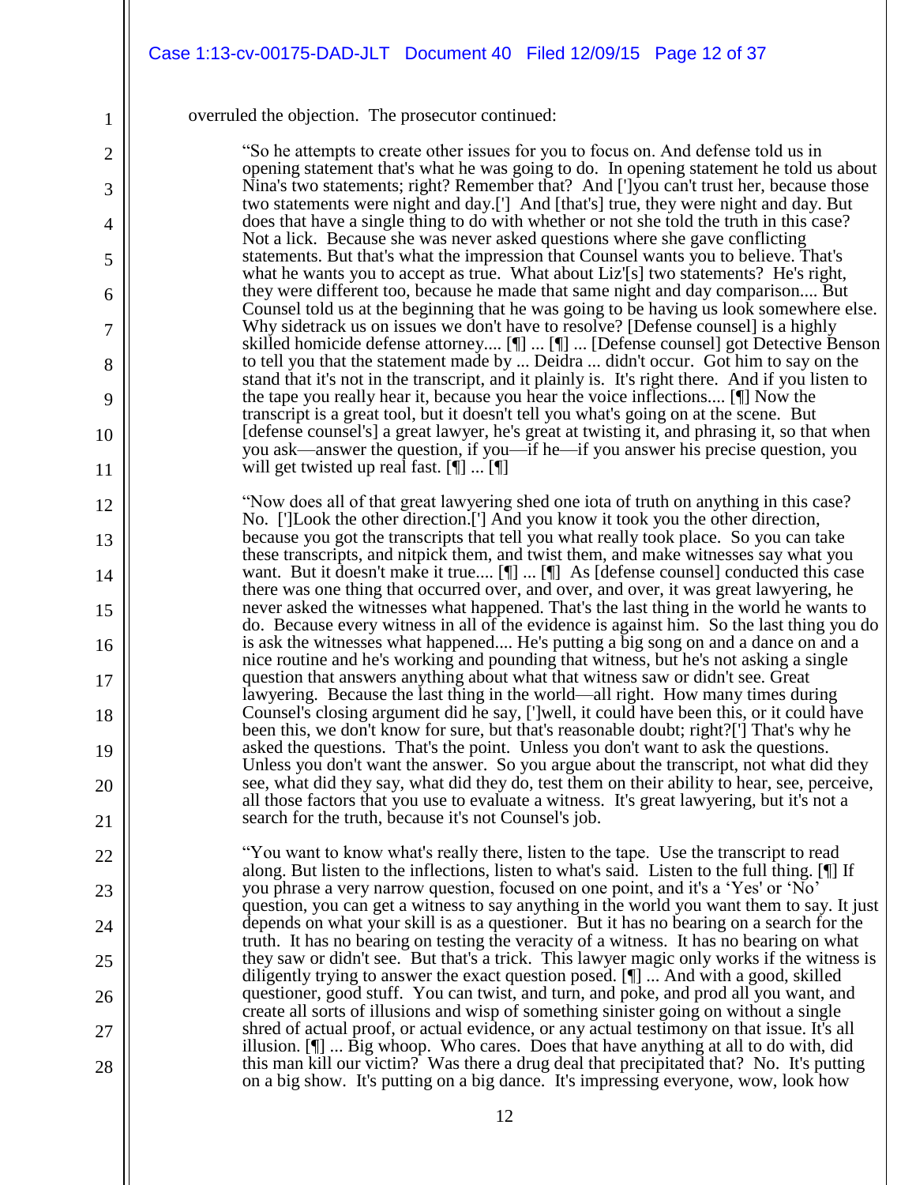overruled the objection. The prosecutor continued:

> "So he attempts to create other issues for you to focus on. And defense told us in opening statement that's what he was going to do. In opening statement he told us about Nina's two statements; right? Remember that? And [']you can't trust her, because those two statements were night and day.['] And [that's] true, they were night and day. But does that have a single thing to do with whether or not she told the truth in this case? Not a lick. Because she was never asked questions where she gave conflicting statements. But that's what the impression that Counsel wants you to believe. That's what he wants you to accept as true. What about Liz'[s] two statements? He's right, they were different too, because he made that same night and day comparison.... But Counsel told us at the beginning that he was going to be having us look somewhere else. Why sidetrack us on issues we don't have to resolve? [Defense counsel] is a highly skilled homicide defense attorney.... [¶] ... [¶] ... [Defense counsel] got Detective Benson to tell you that the statement made by ... Deidra ... didn't occur. Got him to say on the stand that it's not in the transcript, and it plainly is. It's right there. And if you listen to the tape you really hear it, because you hear the voice inflections.... [¶] Now the transcript is a great tool, but it doesn't tell you what's going on at the scene. But [defense counsel's] a great lawyer, he's great at twisting it, and phrasing it, so that when you ask—answer the question, if you—if he—if you answer his precise question, you will get twisted up real fast. [¶] ... [¶]
>
> "Now does all of that great lawyering shed one iota of truth on anything in this case? No. [']Look the other direction.['] And you know it took you the other direction, because you got the transcripts that tell you what really took place. So you can take these transcripts, and nitpick them, and twist them, and make witnesses say what you want. But it doesn't make it true.... [¶] ... [¶] As [defense counsel] conducted this case there was one thing that occurred over, and over, and over, it was great lawyering, he never asked the witnesses what happened. That's the last thing in the world he wants to do. Because every witness in all of the evidence is against him. So the last thing you do is ask the witnesses what happened.... He's putting a big song on and a dance on and a nice routine and he's working and pounding that witness, but he's not asking a single question that answers anything about what that witness saw or didn't see. Great lawyering. Because the last thing in the world—all right. How many times during Counsel's closing argument did he say, [']well, it could have been this, or it could have been this, we don't know for sure, but that's reasonable doubt; right?['] That's why he asked the questions. That's the point. Unless you don't want to ask the questions. Unless you don't want the answer. So you argue about the transcript, not what did they see, what did they say, what did they do, test them on their ability to hear, see, perceive, all those factors that you use to evaluate a witness. It's great lawyering, but it's not a search for the truth, because it's not Counsel's job.
>
> "You want to know what's really there, listen to the tape. Use the transcript to read along. But listen to the inflections, listen to what's said. Listen to the full thing. [¶] If you phrase a very narrow question, focused on one point, and it's a 'Yes' or 'No' question, you can get a witness to say anything in the world you want them to say. It just depends on what your skill is as a questioner. But it has no bearing on a search for the truth. It has no bearing on testing the veracity of a witness. It has no bearing on what they saw or didn't see. But that's a trick. This lawyer magic only works if the witness is diligently trying to answer the exact question posed. [¶] ... And with a good, skilled questioner, good stuff. You can twist, and turn, and poke, and prod all you want, and create all sorts of illusions and wisp of something sinister going on without a single shred of actual proof, or actual evidence, or any actual testimony on that issue. It's all illusion. [¶] ... Big whoop. Who cares. Does that have anything at all to do with, did this man kill our victim? Was there a drug deal that precipitated that? No. It's putting on a big show. It's putting on a big dance. It's impressing everyone, wow, look how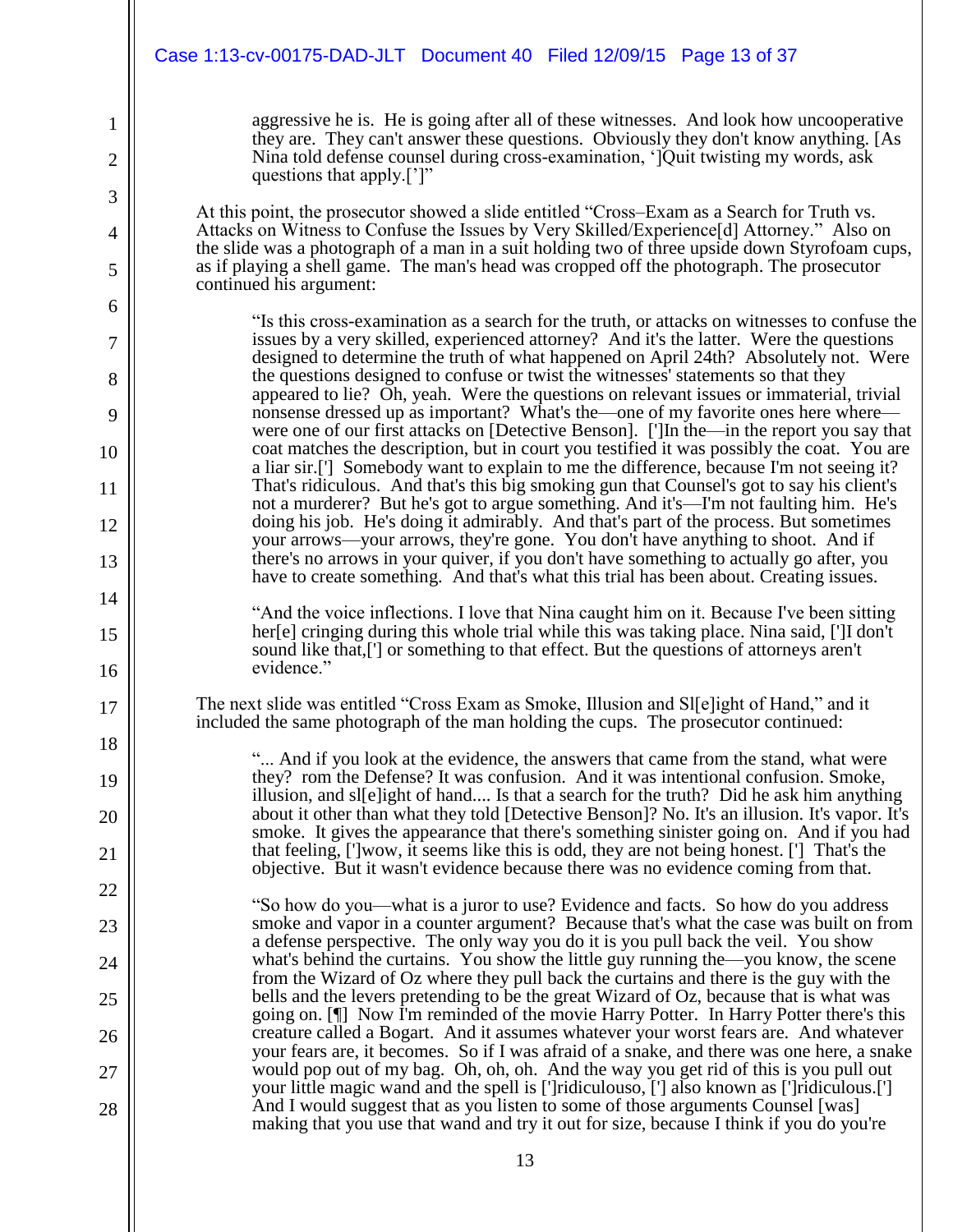aggressive he is. He is going after all of these witnesses. And look how uncooperative they are. They can't answer these questions. Obviously they don't know anything. [As Nina told defense counsel during cross-examination, ‘]Quit twisting my words, ask questions that apply.[’]”

At this point, the prosecutor showed a slide entitled “Cross–Exam as a Search for Truth vs. Attacks on Witness to Confuse the Issues by Very Skilled/Experience[d] Attorney.” Also on the slide was a photograph of a man in a suit holding two of three upside down Styrofoam cups, as if playing a shell game. The man's head was cropped off the photograph. The prosecutor continued his argument:

> “Is this cross-examination as a search for the truth, or attacks on witnesses to confuse the issues by a very skilled, experienced attorney? And it's the latter. Were the questions designed to determine the truth of what happened on April 24th? Absolutely not. Were the questions designed to confuse or twist the witnesses' statements so that they appeared to lie? Oh, yeah. Were the questions on relevant issues or immaterial, trivial nonsense dressed up as important? What's the—one of my favorite ones here where—were one of our first attacks on [Detective Benson]. [']In the—in the report you say that coat matches the description, but in court you testified it was possibly the coat. You are a liar sir.['] Somebody want to explain to me the difference, because I'm not seeing it? That's ridiculous. And that's this big smoking gun that Counsel's got to say his client's not a murderer? But he's got to argue something. And it's—I'm not faulting him. He's doing his job. He's doing it admirably. And that's part of the process. But sometimes your arrows—your arrows, they're gone. You don't have anything to shoot. And if there's no arrows in your quiver, if you don't have something to actually go after, you have to create something. And that's what this trial has been about. Creating issues.
>
> “And the voice inflections. I love that Nina caught him on it. Because I've been sitting her[e] cringing during this whole trial while this was taking place. Nina said, [']I don't sound like that,['] or something to that effect. But the questions of attorneys aren't evidence.”

The next slide was entitled “Cross Exam as Smoke, Illusion and Sl[e]ight of Hand,” and it included the same photograph of the man holding the cups. The prosecutor continued:

> “... And if you look at the evidence, the answers that came from the stand, what were they? rom the Defense? It was confusion. And it was intentional confusion. Smoke, illusion, and sl[e]ight of hand.... Is that a search for the truth? Did he ask him anything about it other than what they told [Detective Benson]? No. It's an illusion. It's vapor. It's smoke. It gives the appearance that there's something sinister going on. And if you had that feeling, [']wow, it seems like this is odd, they are not being honest. ['] That's the objective. But it wasn't evidence because there was no evidence coming from that.
>
> “So how do you—what is a juror to use? Evidence and facts. So how do you address smoke and vapor in a counter argument? Because that's what the case was built on from a defense perspective. The only way you do it is you pull back the veil. You show what's behind the curtains. You show the little guy running the—you know, the scene from the Wizard of Oz where they pull back the curtains and there is the guy with the bells and the levers pretending to be the great Wizard of Oz, because that is what was going on. [¶] Now I'm reminded of the movie Harry Potter. In Harry Potter there's this creature called a Bogart. And it assumes whatever your worst fears are. And whatever your fears are, it becomes. So if I was afraid of a snake, and there was one here, a snake would pop out of my bag. Oh, oh, oh. And the way you get rid of this is you pull out your little magic wand and the spell is [']ridiculouso, ['] also known as [']ridiculous.['] And I would suggest that as you listen to some of those arguments Counsel [was] making that you use that wand and try it out for size, because I think if you do you're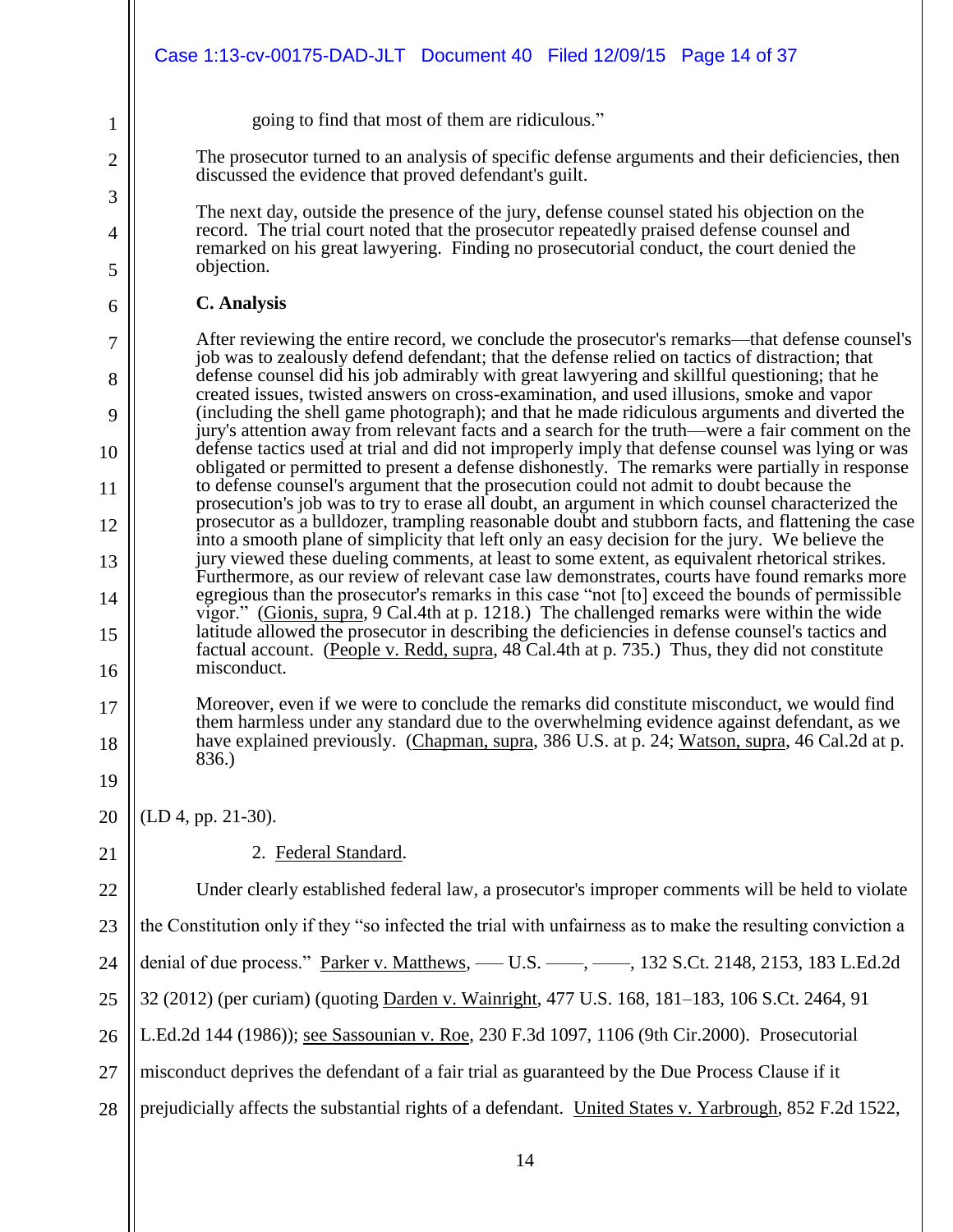going to find that most of them are ridiculous."

> The prosecutor turned to an analysis of specific defense arguments and their deficiencies, then discussed the evidence that proved defendant's guilt.
>
> The next day, outside the presence of the jury, defense counsel stated his objection on the record. The trial court noted that the prosecutor repeatedly praised defense counsel and remarked on his great lawyering. Finding no prosecutorial conduct, the court denied the objection.
>
> **C. Analysis**
>
> After reviewing the entire record, we conclude the prosecutor's remarks—that defense counsel's job was to zealously defend defendant; that the defense relied on tactics of distraction; that defense counsel did his job admirably with great lawyering and skillful questioning; that he created issues, twisted answers on cross-examination, and used illusions, smoke and vapor (including the shell game photograph); and that he made ridiculous arguments and diverted the jury's attention away from relevant facts and a search for the truth—were a fair comment on the defense tactics used at trial and did not improperly imply that defense counsel was lying or was obligated or permitted to present a defense dishonestly. The remarks were partially in response to defense counsel's argument that the prosecution could not admit to doubt because the prosecution's job was to try to erase all doubt, an argument in which counsel characterized the prosecutor as a bulldozer, trampling reasonable doubt and stubborn facts, and flattening the case into a smooth plane of simplicity that left only an easy decision for the jury. We believe the jury viewed these dueling comments, at least to some extent, as equivalent rhetorical strikes. Furthermore, as our review of relevant case law demonstrates, courts have found remarks more egregious than the prosecutor's remarks in this case "not [to] exceed the bounds of permissible vigor." (Gionis, supra, 9 Cal.4th at p. 1218.) The challenged remarks were within the wide latitude allowed the prosecutor in describing the deficiencies in defense counsel's tactics and factual account. (People v. Redd, supra, 48 Cal.4th at p. 735.) Thus, they did not constitute misconduct.
>
> Moreover, even if we were to conclude the remarks did constitute misconduct, we would find them harmless under any standard due to the overwhelming evidence against defendant, as we have explained previously. (Chapman, supra, 386 U.S. at p. 24; Watson, supra, 46 Cal.2d at p. 836.)

(LD 4, pp. 21-30).

2. Federal Standard.

Under clearly established federal law, a prosecutor's improper comments will be held to violate the Constitution only if they "so infected the trial with unfairness as to make the resulting conviction a denial of due process." Parker v. Matthews, ––– U.S. ––––, ––––, 132 S.Ct. 2148, 2153, 183 L.Ed.2d 32 (2012) (per curiam) (quoting Darden v. Wainright, 477 U.S. 168, 181–183, 106 S.Ct. 2464, 91 L.Ed.2d 144 (1986)); see Sassounian v. Roe, 230 F.3d 1097, 1106 (9th Cir.2000). Prosecutorial misconduct deprives the defendant of a fair trial as guaranteed by the Due Process Clause if it prejudicially affects the substantial rights of a defendant. United States v. Yarbrough, 852 F.2d 1522,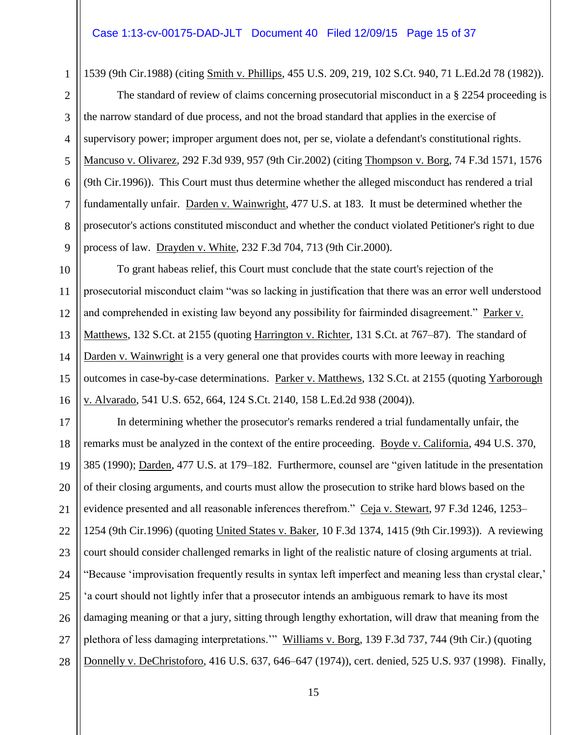1539 (9th Cir.1988) (citing Smith v. Phillips, 455 U.S. 209, 219, 102 S.Ct. 940, 71 L.Ed.2d 78 (1982)).

The standard of review of claims concerning prosecutorial misconduct in a § 2254 proceeding is the narrow standard of due process, and not the broad standard that applies in the exercise of supervisory power; improper argument does not, per se, violate a defendant's constitutional rights. Mancuso v. Olivarez, 292 F.3d 939, 957 (9th Cir.2002) (citing Thompson v. Borg, 74 F.3d 1571, 1576 (9th Cir.1996)). This Court must thus determine whether the alleged misconduct has rendered a trial fundamentally unfair. Darden v. Wainwright, 477 U.S. at 183. It must be determined whether the prosecutor's actions constituted misconduct and whether the conduct violated Petitioner's right to due process of law. Drayden v. White, 232 F.3d 704, 713 (9th Cir.2000).

To grant habeas relief, this Court must conclude that the state court's rejection of the prosecutorial misconduct claim "was so lacking in justification that there was an error well understood and comprehended in existing law beyond any possibility for fairminded disagreement." Parker v. Matthews, 132 S.Ct. at 2155 (quoting Harrington v. Richter, 131 S.Ct. at 767–87). The standard of Darden v. Wainwright is a very general one that provides courts with more leeway in reaching outcomes in case-by-case determinations. Parker v. Matthews, 132 S.Ct. at 2155 (quoting Yarborough v. Alvarado, 541 U.S. 652, 664, 124 S.Ct. 2140, 158 L.Ed.2d 938 (2004)).

In determining whether the prosecutor's remarks rendered a trial fundamentally unfair, the remarks must be analyzed in the context of the entire proceeding. Boyde v. California, 494 U.S. 370, 385 (1990); Darden, 477 U.S. at 179–182. Furthermore, counsel are "given latitude in the presentation of their closing arguments, and courts must allow the prosecution to strike hard blows based on the evidence presented and all reasonable inferences therefrom." Ceja v. Stewart, 97 F.3d 1246, 1253–1254 (9th Cir.1996) (quoting United States v. Baker, 10 F.3d 1374, 1415 (9th Cir.1993)). A reviewing court should consider challenged remarks in light of the realistic nature of closing arguments at trial. "Because 'improvisation frequently results in syntax left imperfect and meaning less than crystal clear,' 'a court should not lightly infer that a prosecutor intends an ambiguous remark to have its most damaging meaning or that a jury, sitting through lengthy exhortation, will draw that meaning from the plethora of less damaging interpretations.'" Williams v. Borg, 139 F.3d 737, 744 (9th Cir.) (quoting Donnelly v. DeChristoforo, 416 U.S. 637, 646–647 (1974)), cert. denied, 525 U.S. 937 (1998). Finally,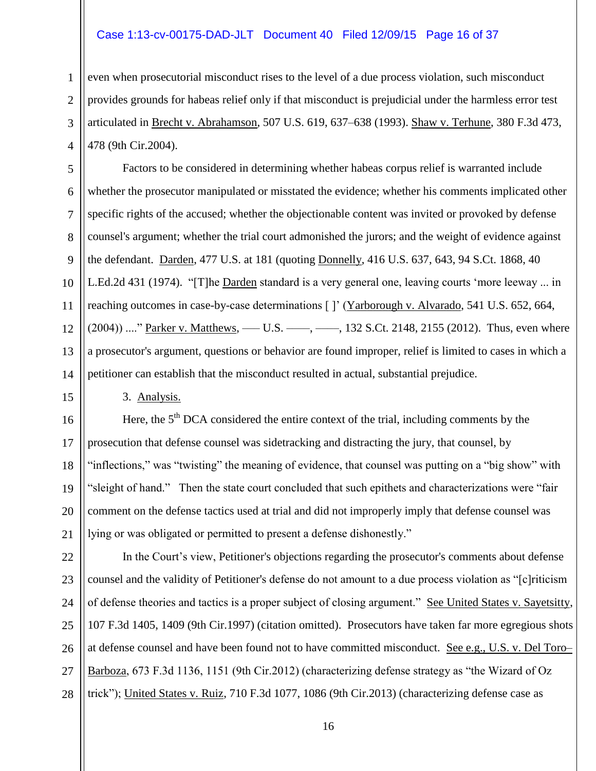even when prosecutorial misconduct rises to the level of a due process violation, such misconduct provides grounds for habeas relief only if that misconduct is prejudicial under the harmless error test articulated in Brecht v. Abrahamson, 507 U.S. 619, 637–638 (1993). Shaw v. Terhune, 380 F.3d 473, 478 (9th Cir.2004).

Factors to be considered in determining whether habeas corpus relief is warranted include whether the prosecutor manipulated or misstated the evidence; whether his comments implicated other specific rights of the accused; whether the objectionable content was invited or provoked by defense counsel's argument; whether the trial court admonished the jurors; and the weight of evidence against the defendant. Darden, 477 U.S. at 181 (quoting Donnelly, 416 U.S. 637, 643, 94 S.Ct. 1868, 40 L.Ed.2d 431 (1974). "[T]he Darden standard is a very general one, leaving courts 'more leeway ... in reaching outcomes in case-by-case determinations [ ]' (Yarborough v. Alvarado, 541 U.S. 652, 664, (2004)) ...." Parker v. Matthews, ––– U.S. ––––, ––––, 132 S.Ct. 2148, 2155 (2012). Thus, even where a prosecutor's argument, questions or behavior are found improper, relief is limited to cases in which a petitioner can establish that the misconduct resulted in actual, substantial prejudice.

3. Analysis.

Here, the 5th DCA considered the entire context of the trial, including comments by the prosecution that defense counsel was sidetracking and distracting the jury, that counsel, by "inflections," was "twisting" the meaning of evidence, that counsel was putting on a "big show" with "sleight of hand." Then the state court concluded that such epithets and characterizations were "fair comment on the defense tactics used at trial and did not improperly imply that defense counsel was lying or was obligated or permitted to present a defense dishonestly."

In the Court's view, Petitioner's objections regarding the prosecutor's comments about defense counsel and the validity of Petitioner's defense do not amount to a due process violation as "[c]riticism of defense theories and tactics is a proper subject of closing argument." See United States v. Sayetsitty, 107 F.3d 1405, 1409 (9th Cir.1997) (citation omitted). Prosecutors have taken far more egregious shots at defense counsel and have been found not to have committed misconduct. See e.g., U.S. v. Del Toro–Barboza, 673 F.3d 1136, 1151 (9th Cir.2012) (characterizing defense strategy as "the Wizard of Oz trick"); United States v. Ruiz, 710 F.3d 1077, 1086 (9th Cir.2013) (characterizing defense case as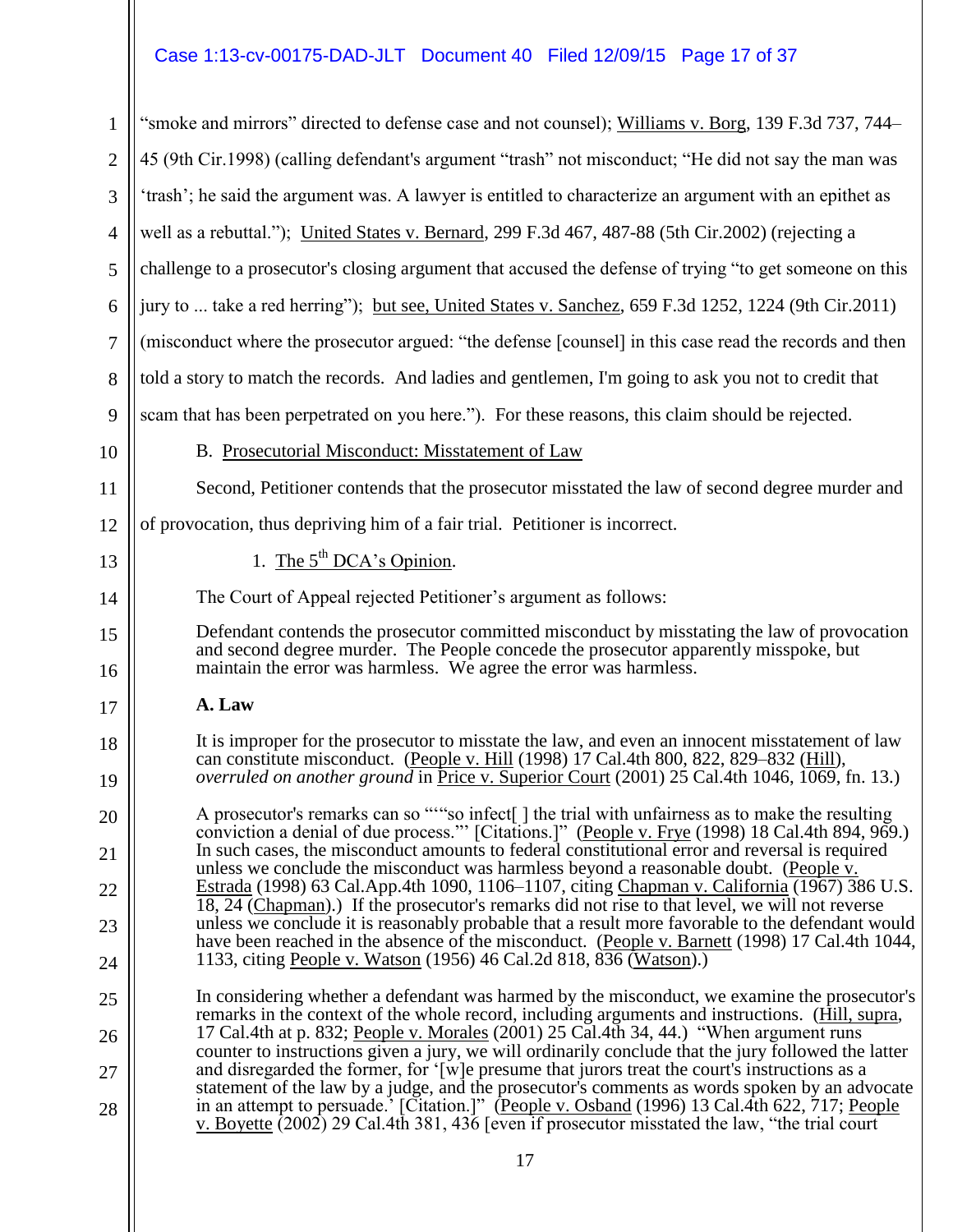"smoke and mirrors" directed to defense case and not counsel); Williams v. Borg, 139 F.3d 737, 744–45 (9th Cir.1998) (calling defendant's argument "trash" not misconduct; "He did not say the man was 'trash'; he said the argument was. A lawyer is entitled to characterize an argument with an epithet as well as a rebuttal."); United States v. Bernard, 299 F.3d 467, 487-88 (5th Cir.2002) (rejecting a challenge to a prosecutor's closing argument that accused the defense of trying "to get someone on this jury to ... take a red herring"); but see, United States v. Sanchez, 659 F.3d 1252, 1224 (9th Cir.2011) (misconduct where the prosecutor argued: "the defense [counsel] in this case read the records and then told a story to match the records. And ladies and gentlemen, I'm going to ask you not to credit that scam that has been perpetrated on you here."). For these reasons, this claim should be rejected.

B. Prosecutorial Misconduct: Misstatement of Law

Second, Petitioner contends that the prosecutor misstated the law of second degree murder and of provocation, thus depriving him of a fair trial. Petitioner is incorrect.

1. The 5th DCA's Opinion.

The Court of Appeal rejected Petitioner's argument as follows:

> Defendant contends the prosecutor committed misconduct by misstating the law of provocation and second degree murder. The People concede the prosecutor apparently misspoke, but maintain the error was harmless. We agree the error was harmless.
>
> **A. Law**
>
> It is improper for the prosecutor to misstate the law, and even an innocent misstatement of law can constitute misconduct. (People v. Hill (1998) 17 Cal.4th 800, 822, 829–832 (Hill), *overruled on another ground* in Price v. Superior Court (2001) 25 Cal.4th 1046, 1069, fn. 13.)
>
> A prosecutor's remarks can so ""so infect[ ] the trial with unfairness as to make the resulting conviction a denial of due process."' [Citations.]" (People v. Frye (1998) 18 Cal.4th 894, 969.) In such cases, the misconduct amounts to federal constitutional error and reversal is required unless we conclude the misconduct was harmless beyond a reasonable doubt. (People v. Estrada (1998) 63 Cal.App.4th 1090, 1106–1107, citing Chapman v. California (1967) 386 U.S. 18, 24 (Chapman).) If the prosecutor's remarks did not rise to that level, we will not reverse unless we conclude it is reasonably probable that a result more favorable to the defendant would have been reached in the absence of the misconduct. (People v. Barnett (1998) 17 Cal.4th 1044, 1133, citing People v. Watson (1956) 46 Cal.2d 818, 836 (Watson).)
>
> In considering whether a defendant was harmed by the misconduct, we examine the prosecutor's remarks in the context of the whole record, including arguments and instructions. (Hill, supra, 17 Cal.4th at p. 832; People v. Morales (2001) 25 Cal.4th 34, 44.) "When argument runs counter to instructions given a jury, we will ordinarily conclude that the jury followed the latter and disregarded the former, for '[w]e presume that jurors treat the court's instructions as a statement of the law by a judge, and the prosecutor's comments as words spoken by an advocate in an attempt to persuade.' [Citation.]" (People v. Osband (1996) 13 Cal.4th 622, 717; People v. Boyette (2002) 29 Cal.4th 381, 436 [even if prosecutor misstated the law, "the trial court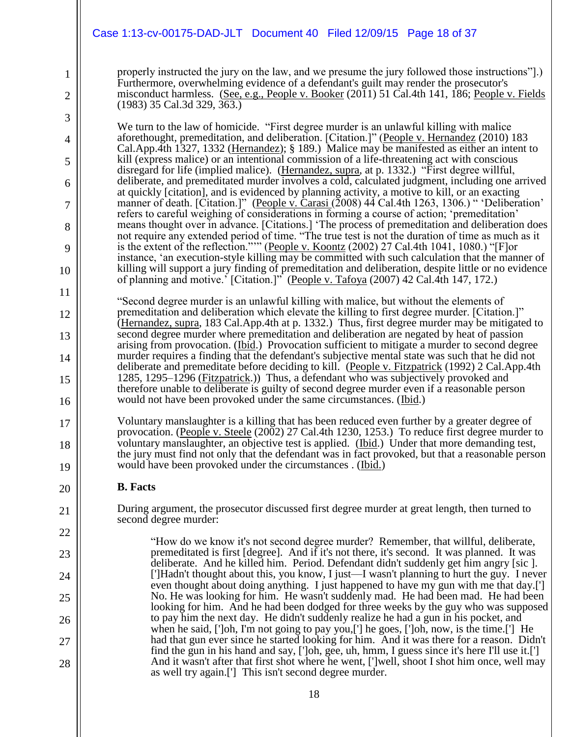properly instructed the jury on the law, and we presume the jury followed those instructions"].) Furthermore, overwhelming evidence of a defendant's guilt may render the prosecutor's misconduct harmless. (See, e.g., People v. Booker (2011) 51 Cal.4th 141, 186; People v. Fields (1983) 35 Cal.3d 329, 363.)

We turn to the law of homicide. "First degree murder is an unlawful killing with malice aforethought, premeditation, and deliberation. [Citation.]" (People v. Hernandez (2010) 183 Cal.App.4th 1327, 1332 (Hernandez); § 189.) Malice may be manifested as either an intent to kill (express malice) or an intentional commission of a life-threatening act with conscious disregard for life (implied malice). (Hernandez, supra, at p. 1332.) "First degree willful, deliberate, and premeditated murder involves a cold, calculated judgment, including one arrived at quickly [citation], and is evidenced by planning activity, a motive to kill, or an exacting manner of death. [Citation.]" (People v. Carasi (2008) 44 Cal.4th 1263, 1306.) " 'Deliberation' refers to careful weighing of considerations in forming a course of action; 'premeditation' means thought over in advance. [Citations.] 'The process of premeditation and deliberation does not require any extended period of time. "The true test is not the duration of time as much as it is the extent of the reflection."'" (People v. Koontz (2002) 27 Cal.4th 1041, 1080.) "[F]or instance, 'an execution-style killing may be committed with such calculation that the manner of killing will support a jury finding of premeditation and deliberation, despite little or no evidence of planning and motive.' [Citation.]" (People v. Tafoya (2007) 42 Cal.4th 147, 172.)

"Second degree murder is an unlawful killing with malice, but without the elements of premeditation and deliberation which elevate the killing to first degree murder. [Citation.]" (Hernandez, supra, 183 Cal.App.4th at p. 1332.) Thus, first degree murder may be mitigated to second degree murder where premeditation and deliberation are negated by heat of passion arising from provocation. (Ibid.) Provocation sufficient to mitigate a murder to second degree murder requires a finding that the defendant's subjective mental state was such that he did not deliberate and premeditate before deciding to kill. (People v. Fitzpatrick (1992) 2 Cal.App.4th 1285, 1295–1296 (Fitzpatrick.)) Thus, a defendant who was subjectively provoked and therefore unable to deliberate is guilty of second degree murder even if a reasonable person would not have been provoked under the same circumstances. (Ibid.)

Voluntary manslaughter is a killing that has been reduced even further by a greater degree of provocation. (People v. Steele (2002) 27 Cal.4th 1230, 1253.) To reduce first degree murder to voluntary manslaughter, an objective test is applied. (Ibid.) Under that more demanding test, the jury must find not only that the defendant was in fact provoked, but that a reasonable person would have been provoked under the circumstances . (Ibid.)

**B. Facts**

During argument, the prosecutor discussed first degree murder at great length, then turned to second degree murder:

> "How do we know it's not second degree murder? Remember, that willful, deliberate, premeditated is first [degree]. And if it's not there, it's second. It was planned. It was deliberate. And he killed him. Period. Defendant didn't suddenly get him angry [sic ]. [']Hadn't thought about this, you know, I just—I wasn't planning to hurt the guy. I never even thought about doing anything. I just happened to have my gun with me that day.['] No. He was looking for him. He wasn't suddenly mad. He had been mad. He had been looking for him. And he had been dodged for three weeks by the guy who was supposed to pay him the next day. He didn't suddenly realize he had a gun in his pocket, and when he said, [']oh, I'm not going to pay you,['] he goes, [']oh, now, is the time.['] He had that gun ever since he started looking for him. And it was there for a reason. Didn't find the gun in his hand and say, [']oh, gee, uh, hmm, I guess since it's here I'll use it.['] And it wasn't after that first shot where he went, [']well, shoot I shot him once, well may as well try again.['] This isn't second degree murder.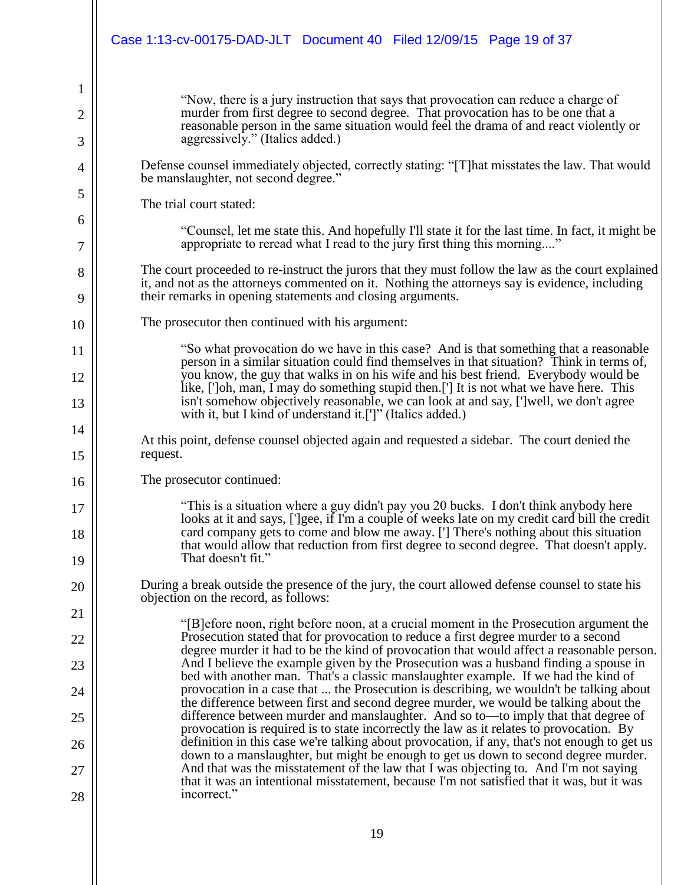> "Now, there is a jury instruction that says that provocation can reduce a charge of murder from first degree to second degree. That provocation has to be one that a reasonable person in the same situation would feel the drama of and react violently or aggressively." (Italics added.)

Defense counsel immediately objected, correctly stating: "[T]hat misstates the law. That would be manslaughter, not second degree."

The trial court stated:

> "Counsel, let me state this. And hopefully I'll state it for the last time. In fact, it might be appropriate to reread what I read to the jury first thing this morning...."

The court proceeded to re-instruct the jurors that they must follow the law as the court explained it, and not as the attorneys commented on it. Nothing the attorneys say is evidence, including their remarks in opening statements and closing arguments.

The prosecutor then continued with his argument:

> "So what provocation do we have in this case? And is that something that a reasonable person in a similar situation could find themselves in that situation? Think in terms of, you know, the guy that walks in on his wife and his best friend. Everybody would be like, [']oh, man, I may do something stupid then.['] It is not what we have here. This isn't somehow objectively reasonable, we can look at and say, [']well, we don't agree with it, but I kind of understand it.[']" (Italics added.)

At this point, defense counsel objected again and requested a sidebar. The court denied the request.

The prosecutor continued:

> "This is a situation where a guy didn't pay you 20 bucks. I don't think anybody here looks at it and says, [']gee, if I'm a couple of weeks late on my credit card bill the credit card company gets to come and blow me away. ['] There's nothing about this situation that would allow that reduction from first degree to second degree. That doesn't apply. That doesn't fit."

During a break outside the presence of the jury, the court allowed defense counsel to state his objection on the record, as follows:

> "[B]efore noon, right before noon, at a crucial moment in the Prosecution argument the Prosecution stated that for provocation to reduce a first degree murder to a second degree murder it had to be the kind of provocation that would affect a reasonable person. And I believe the example given by the Prosecution was a husband finding a spouse in bed with another man. That's a classic manslaughter example. If we had the kind of provocation in a case that ... the Prosecution is describing, we wouldn't be talking about the difference between first and second degree murder, we would be talking about the difference between murder and manslaughter. And so to—to imply that that degree of provocation is required is to state incorrectly the law as it relates to provocation. By definition in this case we're talking about provocation, if any, that's not enough to get us down to a manslaughter, but might be enough to get us down to second degree murder. And that was the misstatement of the law that I was objecting to. And I'm not saying that it was an intentional misstatement, because I'm not satisfied that it was, but it was incorrect."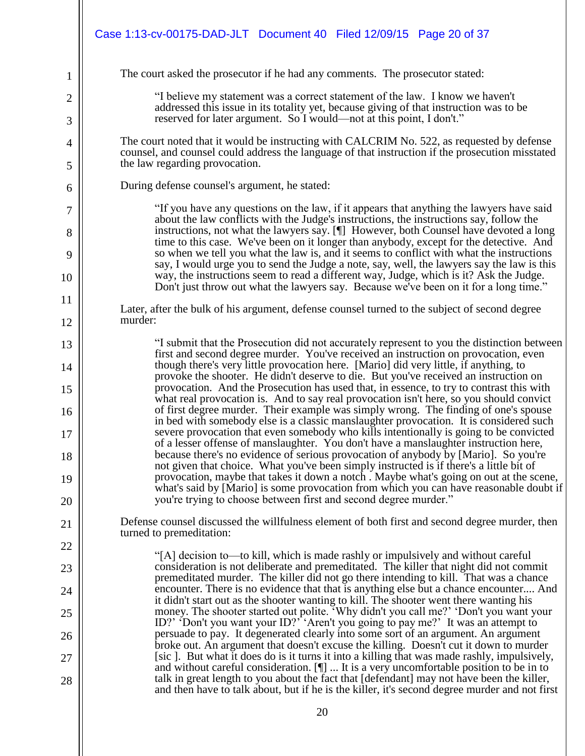The court asked the prosecutor if he had any comments. The prosecutor stated:

> "I believe my statement was a correct statement of the law. I know we haven't addressed this issue in its totality yet, because giving of that instruction was to be reserved for later argument. So I would—not at this point, I don't."

The court noted that it would be instructing with CALCRIM No. 522, as requested by defense counsel, and counsel could address the language of that instruction if the prosecution misstated the law regarding provocation.

During defense counsel's argument, he stated:

> "If you have any questions on the law, if it appears that anything the lawyers have said about the law conflicts with the Judge's instructions, the instructions say, follow the instructions, not what the lawyers say. [¶] However, both Counsel have devoted a long time to this case. We've been on it longer than anybody, except for the detective. And so when we tell you what the law is, and it seems to conflict with what the instructions say, I would urge you to send the Judge a note, say, well, the lawyers say the law is this way, the instructions seem to read a different way, Judge, which is it? Ask the Judge. Don't just throw out what the lawyers say. Because we've been on it for a long time."

Later, after the bulk of his argument, defense counsel turned to the subject of second degree murder:

> "I submit that the Prosecution did not accurately represent to you the distinction between first and second degree murder. You've received an instruction on provocation, even though there's very little provocation here. [Mario] did very little, if anything, to provoke the shooter. He didn't deserve to die. But you've received an instruction on provocation. And the Prosecution has used that, in essence, to try to contrast this with what real provocation is. And to say real provocation isn't here, so you should convict of first degree murder. Their example was simply wrong. The finding of one's spouse in bed with somebody else is a classic manslaughter provocation. It is considered such severe provocation that even somebody who kills intentionally is going to be convicted of a lesser offense of manslaughter. You don't have a manslaughter instruction here, because there's no evidence of serious provocation of anybody by [Mario]. So you're not given that choice. What you've been simply instructed is if there's a little bit of provocation, maybe that takes it down a notch . Maybe what's going on out at the scene, what's said by [Mario] is some provocation from which you can have reasonable doubt if you're trying to choose between first and second degree murder."

Defense counsel discussed the willfulness element of both first and second degree murder, then turned to premeditation:

> "[A] decision to—to kill, which is made rashly or impulsively and without careful consideration is not deliberate and premeditated. The killer that night did not commit premeditated murder. The killer did not go there intending to kill. That was a chance encounter. There is no evidence that that is anything else but a chance encounter.... And it didn't start out as the shooter wanting to kill. The shooter went there wanting his money. The shooter started out polite. 'Why didn't you call me?' 'Don't you want your ID?' 'Don't you want your ID?' 'Aren't you going to pay me?' It was an attempt to persuade to pay. It degenerated clearly into some sort of an argument. An argument broke out. An argument that doesn't excuse the killing. Doesn't cut it down to murder [sic ]. But what it does do is it turns it into a killing that was made rashly, impulsively, and without careful consideration. [¶] ... It is a very uncomfortable position to be in to talk in great length to you about the fact that [defendant] may not have been the killer, and then have to talk about, but if he is the killer, it's second degree murder and not first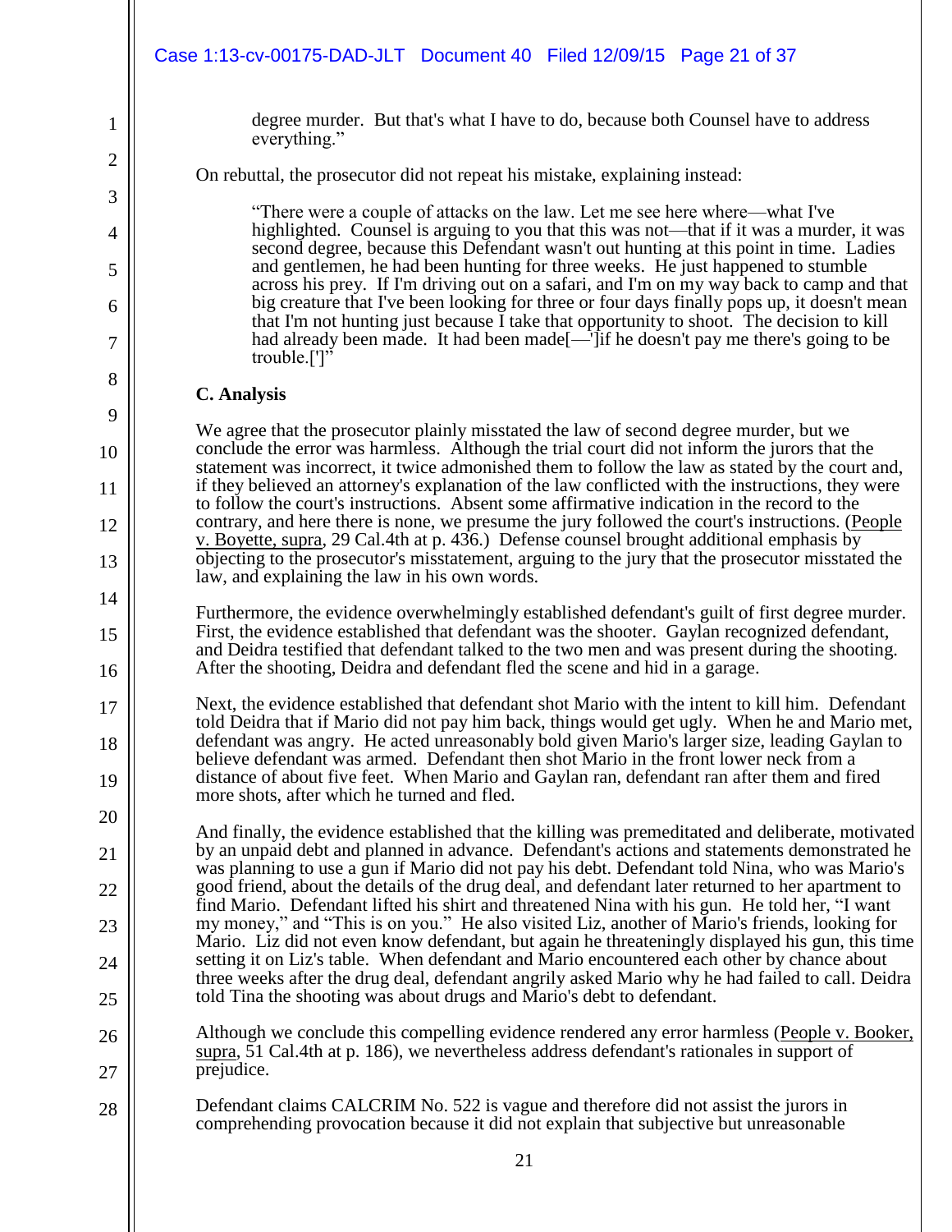degree murder. But that's what I have to do, because both Counsel have to address everything."

On rebuttal, the prosecutor did not repeat his mistake, explaining instead:

> "There were a couple of attacks on the law. Let me see here where—what I've highlighted. Counsel is arguing to you that this was not—that if it was a murder, it was second degree, because this Defendant wasn't out hunting at this point in time. Ladies and gentlemen, he had been hunting for three weeks. He just happened to stumble across his prey. If I'm driving out on a safari, and I'm on my way back to camp and that big creature that I've been looking for three or four days finally pops up, it doesn't mean that I'm not hunting just because I take that opportunity to shoot. The decision to kill had already been made. It had been made[—']if he doesn't pay me there's going to be trouble.[']"

**C. Analysis**

We agree that the prosecutor plainly misstated the law of second degree murder, but we conclude the error was harmless. Although the trial court did not inform the jurors that the statement was incorrect, it twice admonished them to follow the law as stated by the court and, if they believed an attorney's explanation of the law conflicted with the instructions, they were to follow the court's instructions. Absent some affirmative indication in the record to the contrary, and here there is none, we presume the jury followed the court's instructions. (People v. Boyette, supra, 29 Cal.4th at p. 436.) Defense counsel brought additional emphasis by objecting to the prosecutor's misstatement, arguing to the jury that the prosecutor misstated the law, and explaining the law in his own words.

Furthermore, the evidence overwhelmingly established defendant's guilt of first degree murder. First, the evidence established that defendant was the shooter. Gaylan recognized defendant, and Deidra testified that defendant talked to the two men and was present during the shooting. After the shooting, Deidra and defendant fled the scene and hid in a garage.

Next, the evidence established that defendant shot Mario with the intent to kill him. Defendant told Deidra that if Mario did not pay him back, things would get ugly. When he and Mario met, defendant was angry. He acted unreasonably bold given Mario's larger size, leading Gaylan to believe defendant was armed. Defendant then shot Mario in the front lower neck from a distance of about five feet. When Mario and Gaylan ran, defendant ran after them and fired more shots, after which he turned and fled.

And finally, the evidence established that the killing was premeditated and deliberate, motivated by an unpaid debt and planned in advance. Defendant's actions and statements demonstrated he was planning to use a gun if Mario did not pay his debt. Defendant told Nina, who was Mario's good friend, about the details of the drug deal, and defendant later returned to her apartment to find Mario. Defendant lifted his shirt and threatened Nina with his gun. He told her, "I want my money," and "This is on you." He also visited Liz, another of Mario's friends, looking for Mario. Liz did not even know defendant, but again he threateningly displayed his gun, this time setting it on Liz's table. When defendant and Mario encountered each other by chance about three weeks after the drug deal, defendant angrily asked Mario why he had failed to call. Deidra told Tina the shooting was about drugs and Mario's debt to defendant.

Although we conclude this compelling evidence rendered any error harmless (People v. Booker, supra, 51 Cal.4th at p. 186), we nevertheless address defendant's rationales in support of prejudice.

Defendant claims CALCRIM No. 522 is vague and therefore did not assist the jurors in comprehending provocation because it did not explain that subjective but unreasonable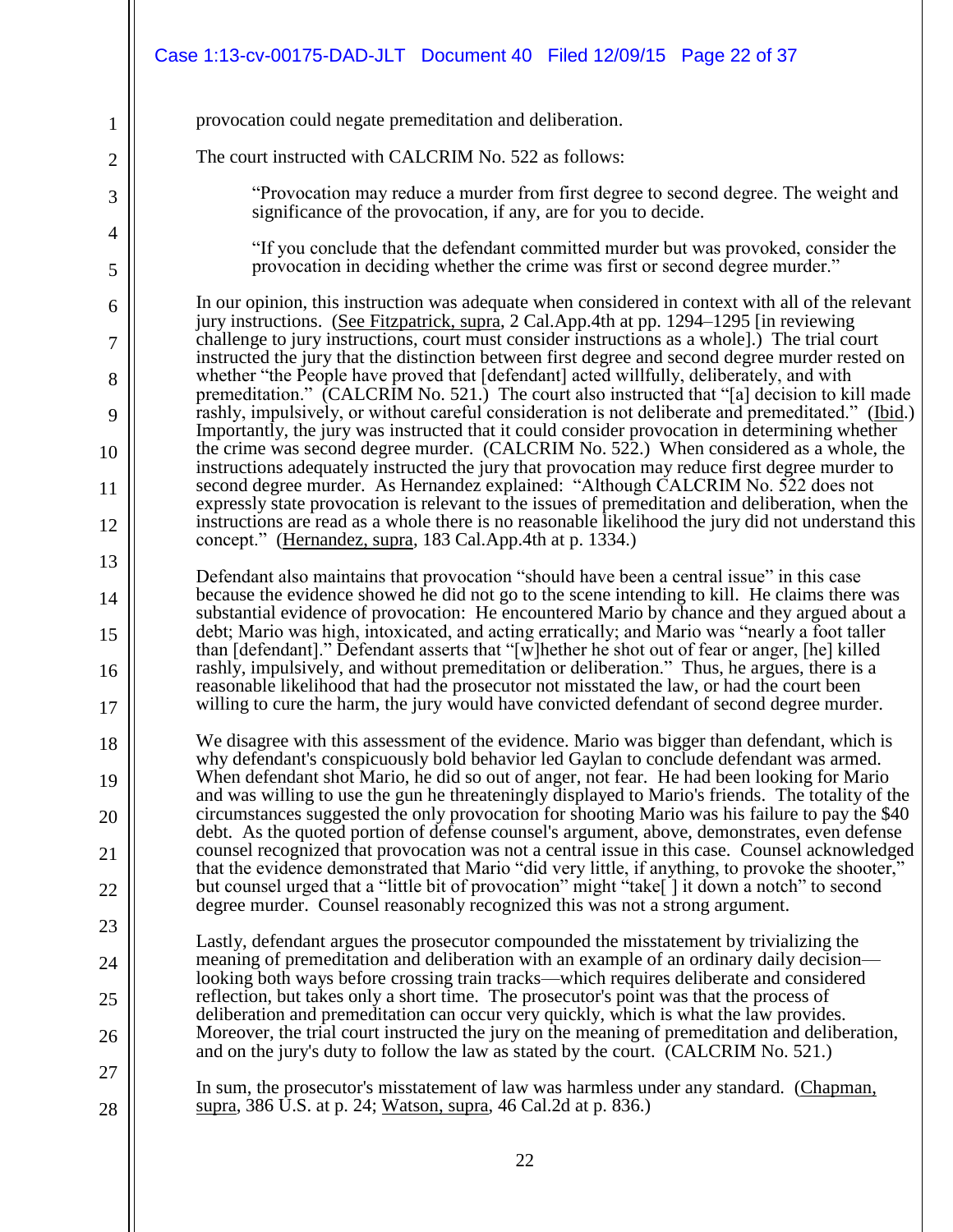provocation could negate premeditation and deliberation.

The court instructed with CALCRIM No. 522 as follows:

> "Provocation may reduce a murder from first degree to second degree. The weight and significance of the provocation, if any, are for you to decide.
>
> "If you conclude that the defendant committed murder but was provoked, consider the provocation in deciding whether the crime was first or second degree murder."

In our opinion, this instruction was adequate when considered in context with all of the relevant jury instructions. (See Fitzpatrick, supra, 2 Cal.App.4th at pp. 1294–1295 [in reviewing challenge to jury instructions, court must consider instructions as a whole].) The trial court instructed the jury that the distinction between first degree and second degree murder rested on whether "the People have proved that [defendant] acted willfully, deliberately, and with premeditation." (CALCRIM No. 521.) The court also instructed that "[a] decision to kill made rashly, impulsively, or without careful consideration is not deliberate and premeditated." (Ibid.) Importantly, the jury was instructed that it could consider provocation in determining whether the crime was second degree murder. (CALCRIM No. 522.) When considered as a whole, the instructions adequately instructed the jury that provocation may reduce first degree murder to second degree murder. As Hernandez explained: "Although CALCRIM No. 522 does not expressly state provocation is relevant to the issues of premeditation and deliberation, when the instructions are read as a whole there is no reasonable likelihood the jury did not understand this concept." (Hernandez, supra, 183 Cal.App.4th at p. 1334.)

Defendant also maintains that provocation "should have been a central issue" in this case because the evidence showed he did not go to the scene intending to kill. He claims there was substantial evidence of provocation: He encountered Mario by chance and they argued about a debt; Mario was high, intoxicated, and acting erratically; and Mario was "nearly a foot taller than [defendant]." Defendant asserts that "[w]hether he shot out of fear or anger, [he] killed rashly, impulsively, and without premeditation or deliberation." Thus, he argues, there is a reasonable likelihood that had the prosecutor not misstated the law, or had the court been willing to cure the harm, the jury would have convicted defendant of second degree murder.

We disagree with this assessment of the evidence. Mario was bigger than defendant, which is why defendant's conspicuously bold behavior led Gaylan to conclude defendant was armed. When defendant shot Mario, he did so out of anger, not fear. He had been looking for Mario and was willing to use the gun he threateningly displayed to Mario's friends. The totality of the circumstances suggested the only provocation for shooting Mario was his failure to pay the $40 debt. As the quoted portion of defense counsel's argument, above, demonstrates, even defense counsel recognized that provocation was not a central issue in this case. Counsel acknowledged that the evidence demonstrated that Mario "did very little, if anything, to provoke the shooter," but counsel urged that a "little bit of provocation" might "take[ ] it down a notch" to second degree murder. Counsel reasonably recognized this was not a strong argument.

Lastly, defendant argues the prosecutor compounded the misstatement by trivializing the meaning of premeditation and deliberation with an example of an ordinary daily decision—looking both ways before crossing train tracks—which requires deliberate and considered reflection, but takes only a short time. The prosecutor's point was that the process of deliberation and premeditation can occur very quickly, which is what the law provides. Moreover, the trial court instructed the jury on the meaning of premeditation and deliberation, and on the jury's duty to follow the law as stated by the court. (CALCRIM No. 521.)

In sum, the prosecutor's misstatement of law was harmless under any standard. (Chapman, supra, 386 U.S. at p. 24; Watson, supra, 46 Cal.2d at p. 836.)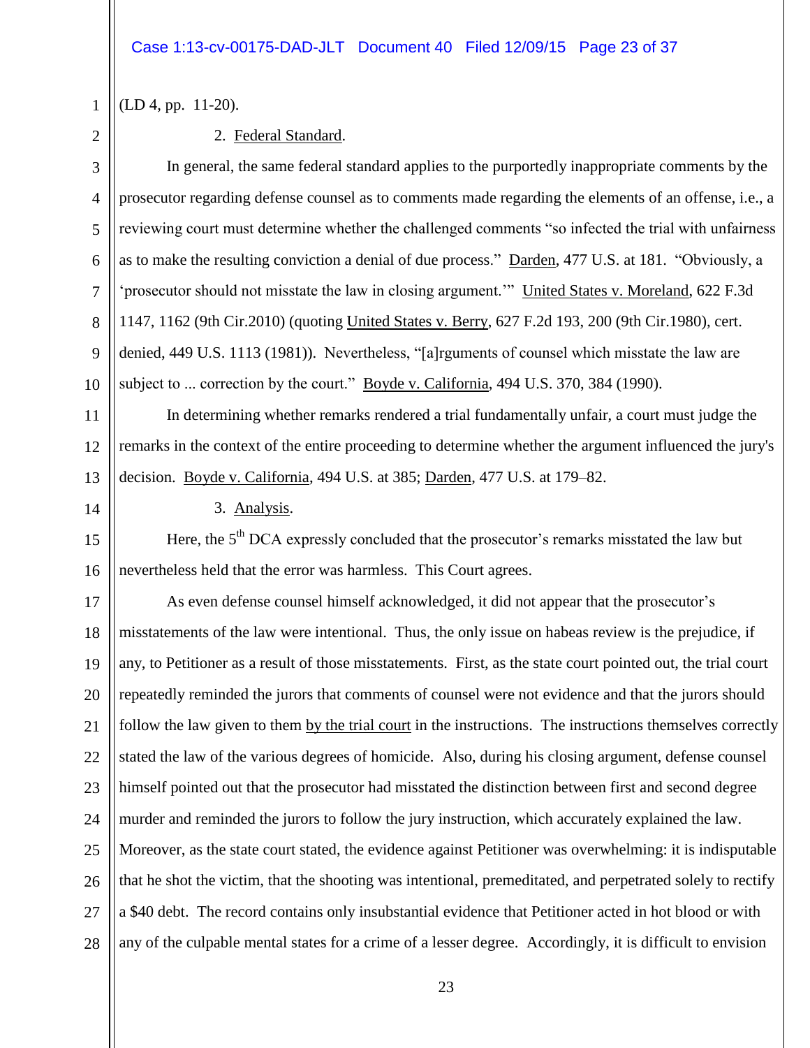(LD 4, pp. 11-20).

2. Federal Standard.

In general, the same federal standard applies to the purportedly inappropriate comments by the prosecutor regarding defense counsel as to comments made regarding the elements of an offense, i.e., a reviewing court must determine whether the challenged comments "so infected the trial with unfairness as to make the resulting conviction a denial of due process." Darden, 477 U.S. at 181. "Obviously, a 'prosecutor should not misstate the law in closing argument.'" United States v. Moreland, 622 F.3d 1147, 1162 (9th Cir.2010) (quoting United States v. Berry, 627 F.2d 193, 200 (9th Cir.1980), cert. denied, 449 U.S. 1113 (1981)). Nevertheless, "[a]rguments of counsel which misstate the law are subject to ... correction by the court." Boyde v. California, 494 U.S. 370, 384 (1990).

In determining whether remarks rendered a trial fundamentally unfair, a court must judge the remarks in the context of the entire proceeding to determine whether the argument influenced the jury's decision. Boyde v. California, 494 U.S. at 385; Darden, 477 U.S. at 179–82.

3. Analysis.

Here, the 5th DCA expressly concluded that the prosecutor's remarks misstated the law but nevertheless held that the error was harmless. This Court agrees.

As even defense counsel himself acknowledged, it did not appear that the prosecutor's misstatements of the law were intentional. Thus, the only issue on habeas review is the prejudice, if any, to Petitioner as a result of those misstatements. First, as the state court pointed out, the trial court repeatedly reminded the jurors that comments of counsel were not evidence and that the jurors should follow the law given to them by the trial court in the instructions. The instructions themselves correctly stated the law of the various degrees of homicide. Also, during his closing argument, defense counsel himself pointed out that the prosecutor had misstated the distinction between first and second degree murder and reminded the jurors to follow the jury instruction, which accurately explained the law. Moreover, as the state court stated, the evidence against Petitioner was overwhelming: it is indisputable that he shot the victim, that the shooting was intentional, premeditated, and perpetrated solely to rectify a $40 debt. The record contains only insubstantial evidence that Petitioner acted in hot blood or with any of the culpable mental states for a crime of a lesser degree. Accordingly, it is difficult to envision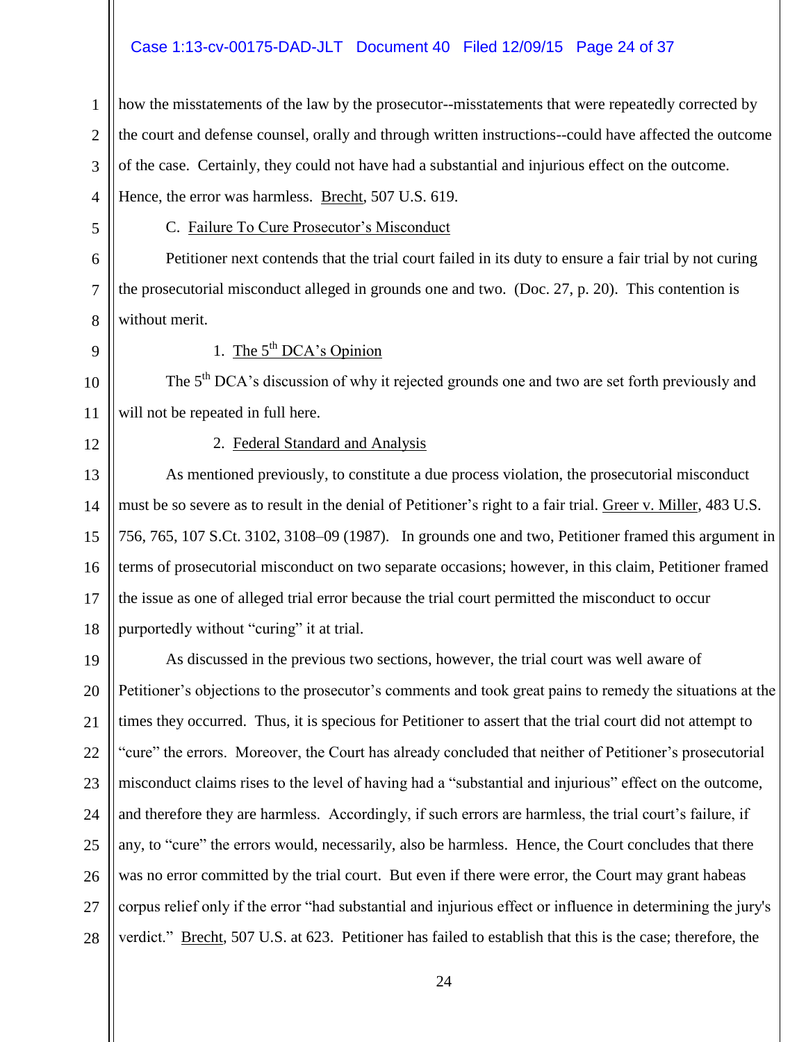how the misstatements of the law by the prosecutor--misstatements that were repeatedly corrected by the court and defense counsel, orally and through written instructions--could have affected the outcome of the case. Certainly, they could not have had a substantial and injurious effect on the outcome. Hence, the error was harmless. Brecht, 507 U.S. 619.

C. Failure To Cure Prosecutor's Misconduct

Petitioner next contends that the trial court failed in its duty to ensure a fair trial by not curing the prosecutorial misconduct alleged in grounds one and two. (Doc. 27, p. 20). This contention is without merit.

1. The 5th DCA's Opinion

The 5th DCA's discussion of why it rejected grounds one and two are set forth previously and will not be repeated in full here.

2. Federal Standard and Analysis

As mentioned previously, to constitute a due process violation, the prosecutorial misconduct must be so severe as to result in the denial of Petitioner's right to a fair trial. Greer v. Miller, 483 U.S. 756, 765, 107 S.Ct. 3102, 3108–09 (1987). In grounds one and two, Petitioner framed this argument in terms of prosecutorial misconduct on two separate occasions; however, in this claim, Petitioner framed the issue as one of alleged trial error because the trial court permitted the misconduct to occur purportedly without "curing" it at trial.

As discussed in the previous two sections, however, the trial court was well aware of Petitioner's objections to the prosecutor's comments and took great pains to remedy the situations at the times they occurred. Thus, it is specious for Petitioner to assert that the trial court did not attempt to "cure" the errors. Moreover, the Court has already concluded that neither of Petitioner's prosecutorial misconduct claims rises to the level of having had a "substantial and injurious" effect on the outcome, and therefore they are harmless. Accordingly, if such errors are harmless, the trial court's failure, if any, to "cure" the errors would, necessarily, also be harmless. Hence, the Court concludes that there was no error committed by the trial court. But even if there were error, the Court may grant habeas corpus relief only if the error "had substantial and injurious effect or influence in determining the jury's verdict." Brecht, 507 U.S. at 623. Petitioner has failed to establish that this is the case; therefore, the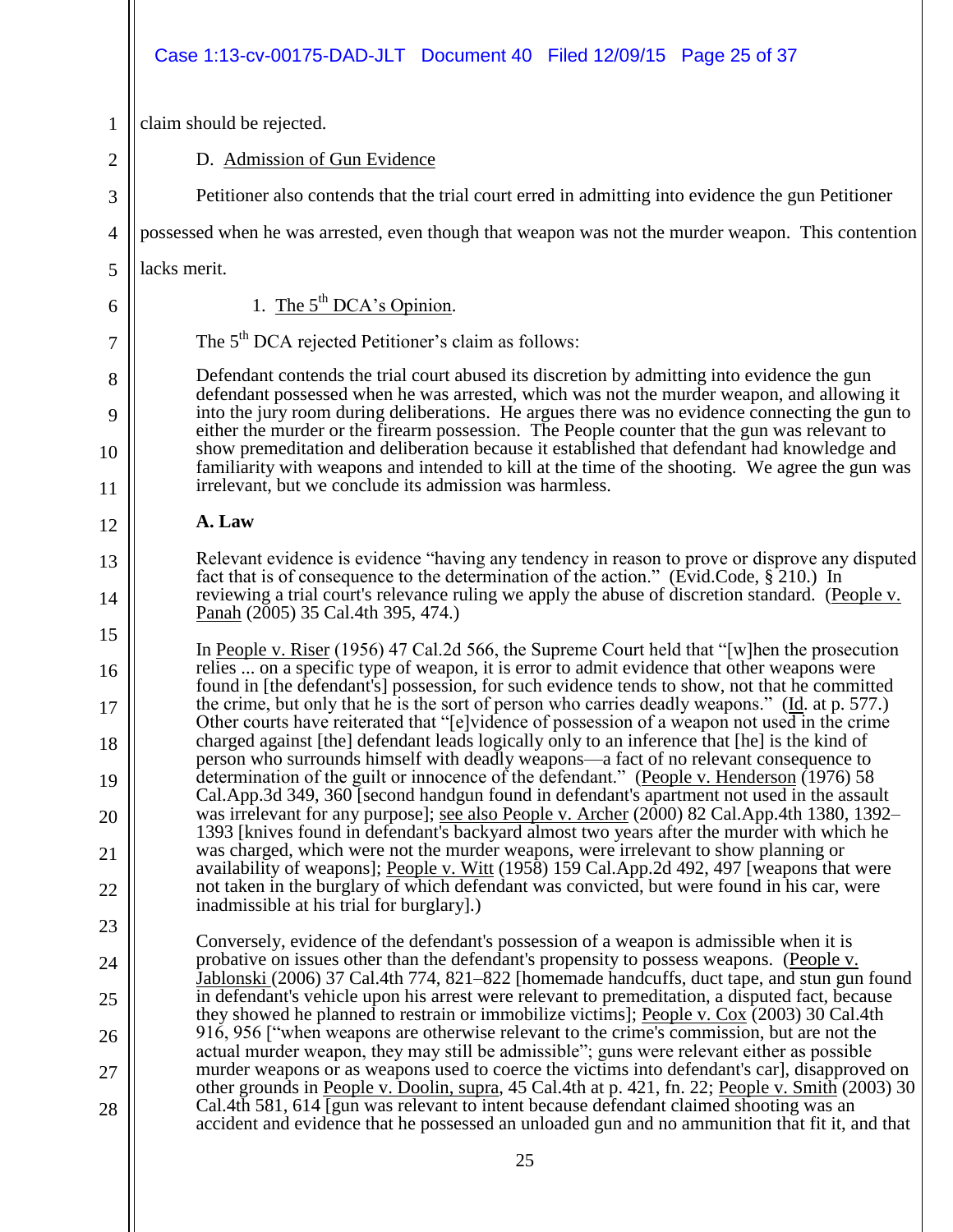claim should be rejected.

D. Admission of Gun Evidence

Petitioner also contends that the trial court erred in admitting into evidence the gun Petitioner possessed when he was arrested, even though that weapon was not the murder weapon. This contention lacks merit.

1. The 5th DCA's Opinion.

The 5th DCA rejected Petitioner's claim as follows:

> Defendant contends the trial court abused its discretion by admitting into evidence the gun defendant possessed when he was arrested, which was not the murder weapon, and allowing it into the jury room during deliberations. He argues there was no evidence connecting the gun to either the murder or the firearm possession. The People counter that the gun was relevant to show premeditation and deliberation because it established that defendant had knowledge and familiarity with weapons and intended to kill at the time of the shooting. We agree the gun was irrelevant, but we conclude its admission was harmless.
>
> **A. Law**
>
> Relevant evidence is evidence "having any tendency in reason to prove or disprove any disputed fact that is of consequence to the determination of the action." (Evid.Code, § 210.) In reviewing a trial court's relevance ruling we apply the abuse of discretion standard. (People v. Panah (2005) 35 Cal.4th 395, 474.)
>
> In People v. Riser (1956) 47 Cal.2d 566, the Supreme Court held that "[w]hen the prosecution relies ... on a specific type of weapon, it is error to admit evidence that other weapons were found in [the defendant's] possession, for such evidence tends to show, not that he committed the crime, but only that he is the sort of person who carries deadly weapons." (Id. at p. 577.) Other courts have reiterated that "[e]vidence of possession of a weapon not used in the crime charged against [the] defendant leads logically only to an inference that [he] is the kind of person who surrounds himself with deadly weapons—a fact of no relevant consequence to determination of the guilt or innocence of the defendant." (People v. Henderson (1976) 58 Cal.App.3d 349, 360 [second handgun found in defendant's apartment not used in the assault was irrelevant for any purpose]; see also People v. Archer (2000) 82 Cal.App.4th 1380, 1392–1393 [knives found in defendant's backyard almost two years after the murder with which he was charged, which were not the murder weapons, were irrelevant to show planning or availability of weapons]; People v. Witt (1958) 159 Cal.App.2d 492, 497 [weapons that were not taken in the burglary of which defendant was convicted, but were found in his car, were inadmissible at his trial for burglary].)
>
> Conversely, evidence of the defendant's possession of a weapon is admissible when it is probative on issues other than the defendant's propensity to possess weapons. (People v. Jablonski (2006) 37 Cal.4th 774, 821–822 [homemade handcuffs, duct tape, and stun gun found in defendant's vehicle upon his arrest were relevant to premeditation, a disputed fact, because they showed he planned to restrain or immobilize victims]; People v. Cox (2003) 30 Cal.4th 916, 956 ["when weapons are otherwise relevant to the crime's commission, but are not the actual murder weapon, they may still be admissible"; guns were relevant either as possible murder weapons or as weapons used to coerce the victims into defendant's car], disapproved on other grounds in People v. Doolin, supra, 45 Cal.4th at p. 421, fn. 22; People v. Smith (2003) 30 Cal.4th 581, 614 [gun was relevant to intent because defendant claimed shooting was an accident and evidence that he possessed an unloaded gun and no ammunition that fit it, and that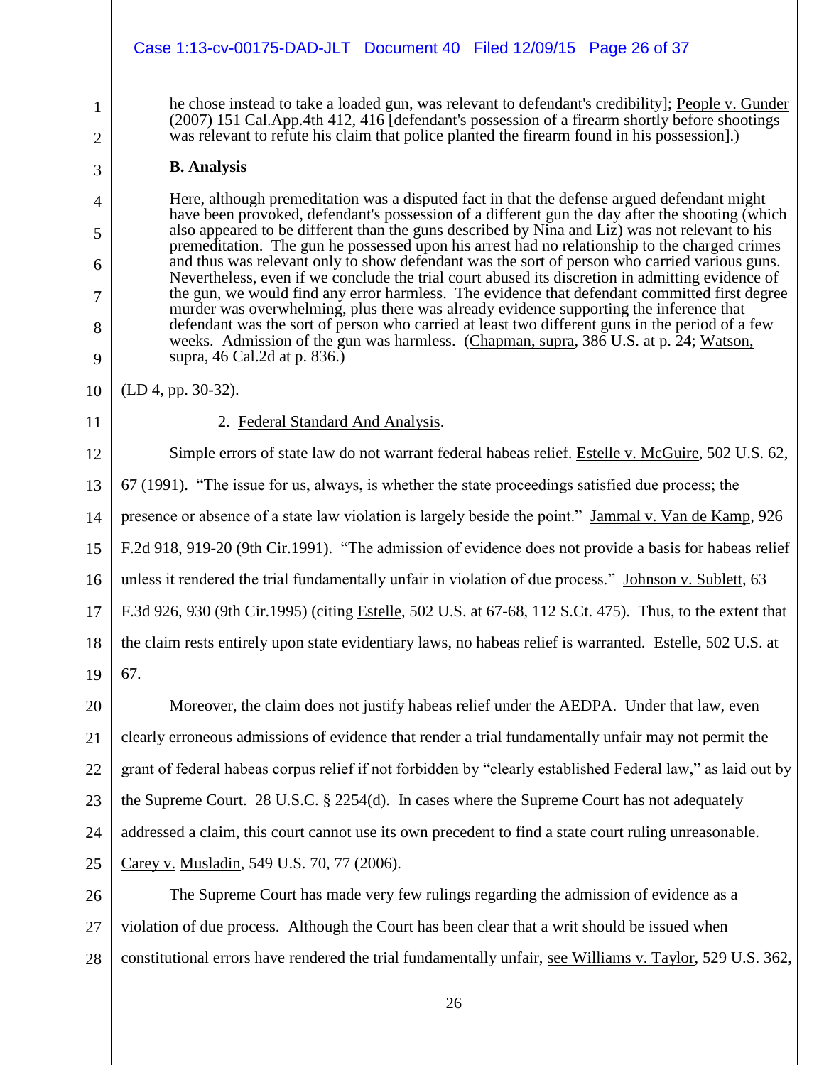> he chose instead to take a loaded gun, was relevant to defendant's credibility]; People v. Gunder (2007) 151 Cal.App.4th 412, 416 [defendant's possession of a firearm shortly before shootings was relevant to refute his claim that police planted the firearm found in his possession].)
>
> **B. Analysis**
>
> Here, although premeditation was a disputed fact in that the defense argued defendant might have been provoked, defendant's possession of a different gun the day after the shooting (which also appeared to be different than the guns described by Nina and Liz) was not relevant to his premeditation. The gun he possessed upon his arrest had no relationship to the charged crimes and thus was relevant only to show defendant was the sort of person who carried various guns. Nevertheless, even if we conclude the trial court abused its discretion in admitting evidence of the gun, we would find any error harmless. The evidence that defendant committed first degree murder was overwhelming, plus there was already evidence supporting the inference that defendant was the sort of person who carried at least two different guns in the period of a few weeks. Admission of the gun was harmless. (Chapman, supra, 386 U.S. at p. 24; Watson, supra, 46 Cal.2d at p. 836.)

(LD 4, pp. 30-32).

2. Federal Standard And Analysis.

Simple errors of state law do not warrant federal habeas relief. Estelle v. McGuire, 502 U.S. 62, 67 (1991). "The issue for us, always, is whether the state proceedings satisfied due process; the presence or absence of a state law violation is largely beside the point." Jammal v. Van de Kamp, 926 F.2d 918, 919-20 (9th Cir.1991). "The admission of evidence does not provide a basis for habeas relief unless it rendered the trial fundamentally unfair in violation of due process." Johnson v. Sublett, 63 F.3d 926, 930 (9th Cir.1995) (citing Estelle, 502 U.S. at 67-68, 112 S.Ct. 475). Thus, to the extent that the claim rests entirely upon state evidentiary laws, no habeas relief is warranted. Estelle, 502 U.S. at 67.

Moreover, the claim does not justify habeas relief under the AEDPA. Under that law, even clearly erroneous admissions of evidence that render a trial fundamentally unfair may not permit the grant of federal habeas corpus relief if not forbidden by "clearly established Federal law," as laid out by the Supreme Court. 28 U.S.C. § 2254(d). In cases where the Supreme Court has not adequately addressed a claim, this court cannot use its own precedent to find a state court ruling unreasonable. Carey v. Musladin, 549 U.S. 70, 77 (2006).

The Supreme Court has made very few rulings regarding the admission of evidence as a violation of due process. Although the Court has been clear that a writ should be issued when constitutional errors have rendered the trial fundamentally unfair, see Williams v. Taylor, 529 U.S. 362,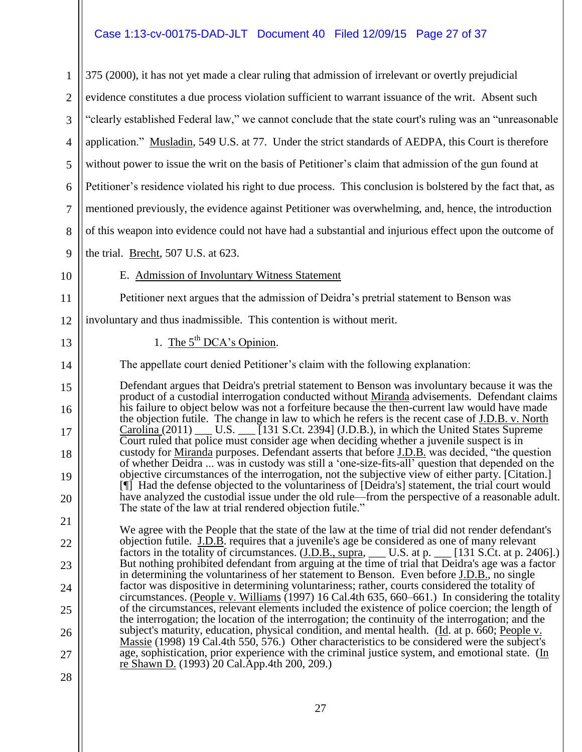375 (2000), it has not yet made a clear ruling that admission of irrelevant or overtly prejudicial evidence constitutes a due process violation sufficient to warrant issuance of the writ. Absent such "clearly established Federal law," we cannot conclude that the state court's ruling was an "unreasonable application." Musladin, 549 U.S. at 77. Under the strict standards of AEDPA, this Court is therefore without power to issue the writ on the basis of Petitioner's claim that admission of the gun found at Petitioner's residence violated his right to due process. This conclusion is bolstered by the fact that, as mentioned previously, the evidence against Petitioner was overwhelming, and, hence, the introduction of this weapon into evidence could not have had a substantial and injurious effect upon the outcome of the trial. Brecht, 507 U.S. at 623.

E. Admission of Involuntary Witness Statement

Petitioner next argues that the admission of Deidra's pretrial statement to Benson was involuntary and thus inadmissible. This contention is without merit.

1. The 5th DCA's Opinion.

The appellate court denied Petitioner's claim with the following explanation:

> Defendant argues that Deidra's pretrial statement to Benson was involuntary because it was the product of a custodial interrogation conducted without Miranda advisements. Defendant claims his failure to object below was not a forfeiture because the then-current law would have made the objection futile. The change in law to which he refers is the recent case of J.D.B. v. North Carolina (2011) ___ U.S. ___ [131 S.Ct. 2394] (J.D.B.), in which the United States Supreme Court ruled that police must consider age when deciding whether a juvenile suspect is in custody for Miranda purposes. Defendant asserts that before J.D.B. was decided, "the question of whether Deidra ... was in custody was still a 'one-size-fits-all' question that depended on the objective circumstances of the interrogation, not the subjective view of either party. [Citation.] [¶] Had the defense objected to the voluntariness of [Deidra's] statement, the trial court would have analyzed the custodial issue under the old rule—from the perspective of a reasonable adult. The state of the law at trial rendered objection futile."
>
> We agree with the People that the state of the law at the time of trial did not render defendant's objection futile. J.D.B. requires that a juvenile's age be considered as one of many relevant factors in the totality of circumstances. (J.D.B., supra, ___ U.S. at p. ___ [131 S.Ct. at p. 2406].) But nothing prohibited defendant from arguing at the time of trial that Deidra's age was a factor in determining the voluntariness of her statement to Benson. Even before J.D.B., no single factor was dispositive in determining voluntariness; rather, courts considered the totality of circumstances. (People v. Williams (1997) 16 Cal.4th 635, 660–661.) In considering the totality of the circumstances, relevant elements included the existence of police coercion; the length of the interrogation; the location of the interrogation; the continuity of the interrogation; and the subject's maturity, education, physical condition, and mental health. (Id. at p. 660; People v. Massie (1998) 19 Cal.4th 550, 576.) Other characteristics to be considered were the subject's age, sophistication, prior experience with the criminal justice system, and emotional state. (In re Shawn D. (1993) 20 Cal.App.4th 200, 209.)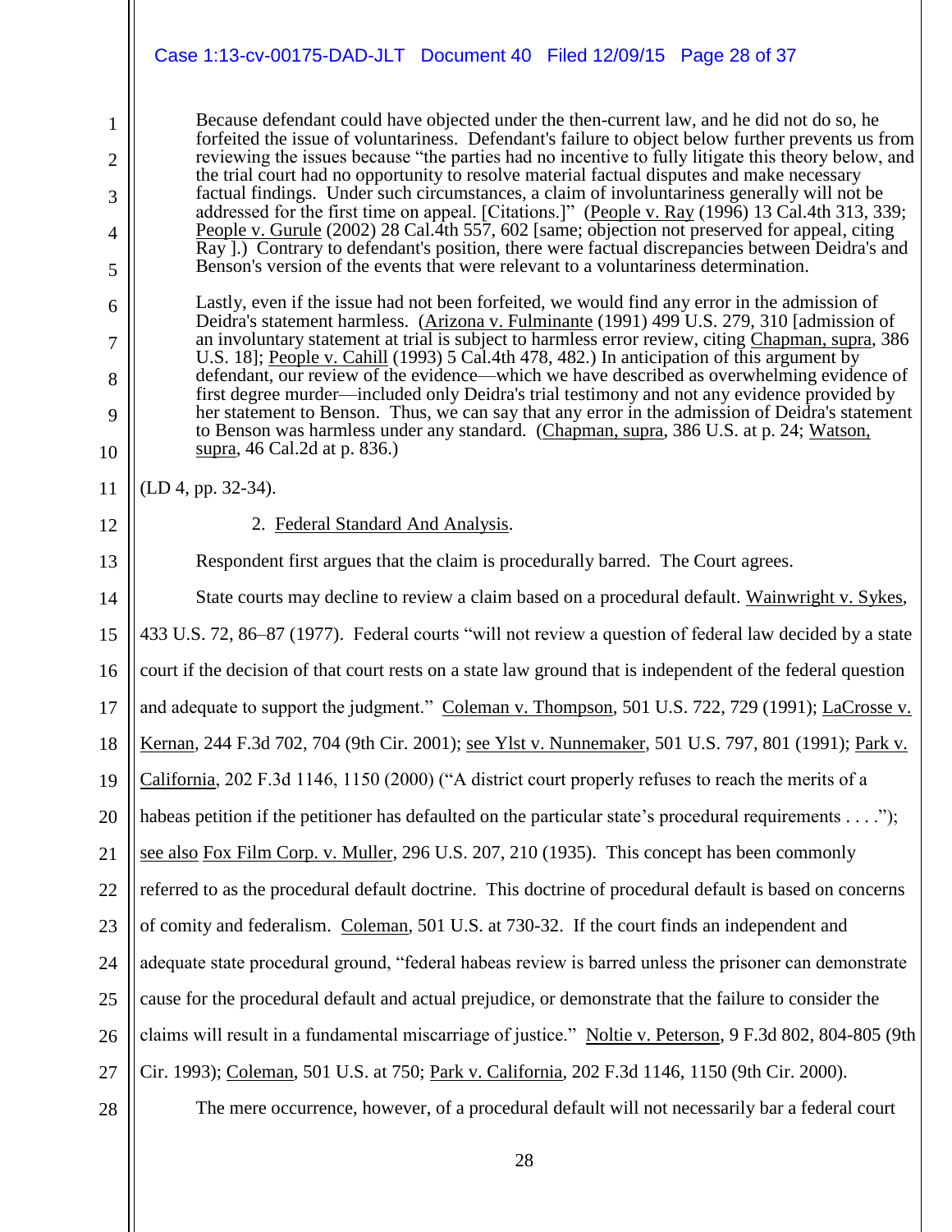> Because defendant could have objected under the then-current law, and he did not do so, he forfeited the issue of voluntariness. Defendant's failure to object below further prevents us from reviewing the issues because "the parties had no incentive to fully litigate this theory below, and the trial court had no opportunity to resolve material factual disputes and make necessary factual findings. Under such circumstances, a claim of involuntariness generally will not be addressed for the first time on appeal. [Citations.]" (People v. Ray (1996) 13 Cal.4th 313, 339; People v. Gurule (2002) 28 Cal.4th 557, 602 [same; objection not preserved for appeal, citing Ray ].) Contrary to defendant's position, there were factual discrepancies between Deidra's and Benson's version of the events that were relevant to a voluntariness determination.
>
> Lastly, even if the issue had not been forfeited, we would find any error in the admission of Deidra's statement harmless. (Arizona v. Fulminante (1991) 499 U.S. 279, 310 [admission of an involuntary statement at trial is subject to harmless error review, citing Chapman, supra, 386 U.S. 18]; People v. Cahill (1993) 5 Cal.4th 478, 482.) In anticipation of this argument by defendant, our review of the evidence—which we have described as overwhelming evidence of first degree murder—included only Deidra's trial testimony and not any evidence provided by her statement to Benson. Thus, we can say that any error in the admission of Deidra's statement to Benson was harmless under any standard. (Chapman, supra, 386 U.S. at p. 24; Watson, supra, 46 Cal.2d at p. 836.)

(LD 4, pp. 32-34).

2. Federal Standard And Analysis.

Respondent first argues that the claim is procedurally barred. The Court agrees.

State courts may decline to review a claim based on a procedural default. Wainwright v. Sykes, 433 U.S. 72, 86–87 (1977). Federal courts "will not review a question of federal law decided by a state court if the decision of that court rests on a state law ground that is independent of the federal question and adequate to support the judgment." Coleman v. Thompson, 501 U.S. 722, 729 (1991); LaCrosse v. Kernan, 244 F.3d 702, 704 (9th Cir. 2001); see Ylst v. Nunnemaker, 501 U.S. 797, 801 (1991); Park v. California, 202 F.3d 1146, 1150 (2000) ("A district court properly refuses to reach the merits of a habeas petition if the petitioner has defaulted on the particular state's procedural requirements . . . ."); see also Fox Film Corp. v. Muller, 296 U.S. 207, 210 (1935). This concept has been commonly referred to as the procedural default doctrine. This doctrine of procedural default is based on concerns of comity and federalism. Coleman, 501 U.S. at 730-32. If the court finds an independent and adequate state procedural ground, "federal habeas review is barred unless the prisoner can demonstrate cause for the procedural default and actual prejudice, or demonstrate that the failure to consider the claims will result in a fundamental miscarriage of justice." Noltie v. Peterson, 9 F.3d 802, 804-805 (9th Cir. 1993); Coleman, 501 U.S. at 750; Park v. California, 202 F.3d 1146, 1150 (9th Cir. 2000).

The mere occurrence, however, of a procedural default will not necessarily bar a federal court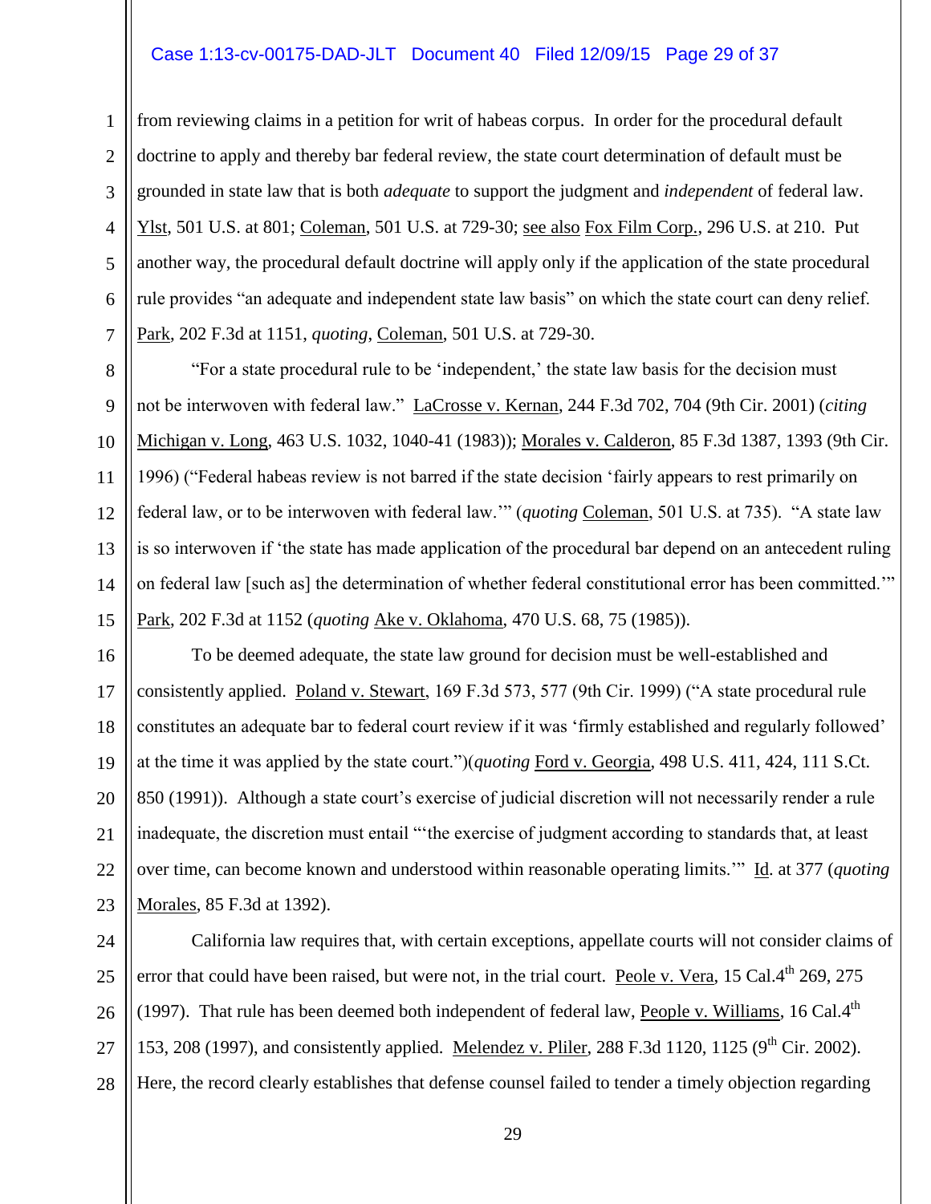from reviewing claims in a petition for writ of habeas corpus. In order for the procedural default doctrine to apply and thereby bar federal review, the state court determination of default must be grounded in state law that is both *adequate* to support the judgment and *independent* of federal law. Ylst, 501 U.S. at 801; Coleman, 501 U.S. at 729-30; see also Fox Film Corp., 296 U.S. at 210. Put another way, the procedural default doctrine will apply only if the application of the state procedural rule provides "an adequate and independent state law basis" on which the state court can deny relief. Park, 202 F.3d at 1151, *quoting*, Coleman, 501 U.S. at 729-30.

"For a state procedural rule to be 'independent,' the state law basis for the decision must not be interwoven with federal law." LaCrosse v. Kernan, 244 F.3d 702, 704 (9th Cir. 2001) (*citing* Michigan v. Long, 463 U.S. 1032, 1040-41 (1983)); Morales v. Calderon, 85 F.3d 1387, 1393 (9th Cir. 1996) ("Federal habeas review is not barred if the state decision 'fairly appears to rest primarily on federal law, or to be interwoven with federal law.'" (*quoting* Coleman, 501 U.S. at 735). "A state law is so interwoven if 'the state has made application of the procedural bar depend on an antecedent ruling on federal law [such as] the determination of whether federal constitutional error has been committed.'" Park, 202 F.3d at 1152 (*quoting* Ake v. Oklahoma, 470 U.S. 68, 75 (1985)).

To be deemed adequate, the state law ground for decision must be well-established and consistently applied. Poland v. Stewart, 169 F.3d 573, 577 (9th Cir. 1999) ("A state procedural rule constitutes an adequate bar to federal court review if it was 'firmly established and regularly followed' at the time it was applied by the state court.")(*quoting* Ford v. Georgia, 498 U.S. 411, 424, 111 S.Ct. 850 (1991)). Although a state court's exercise of judicial discretion will not necessarily render a rule inadequate, the discretion must entail "'the exercise of judgment according to standards that, at least over time, can become known and understood within reasonable operating limits.'" Id. at 377 (*quoting* Morales, 85 F.3d at 1392).

California law requires that, with certain exceptions, appellate courts will not consider claims of error that could have been raised, but were not, in the trial court. Peole v. Vera, 15 Cal.4th 269, 275 (1997). That rule has been deemed both independent of federal law, People v. Williams, 16 Cal.4th 153, 208 (1997), and consistently applied. Melendez v. Pliler, 288 F.3d 1120, 1125 (9th Cir. 2002). Here, the record clearly establishes that defense counsel failed to tender a timely objection regarding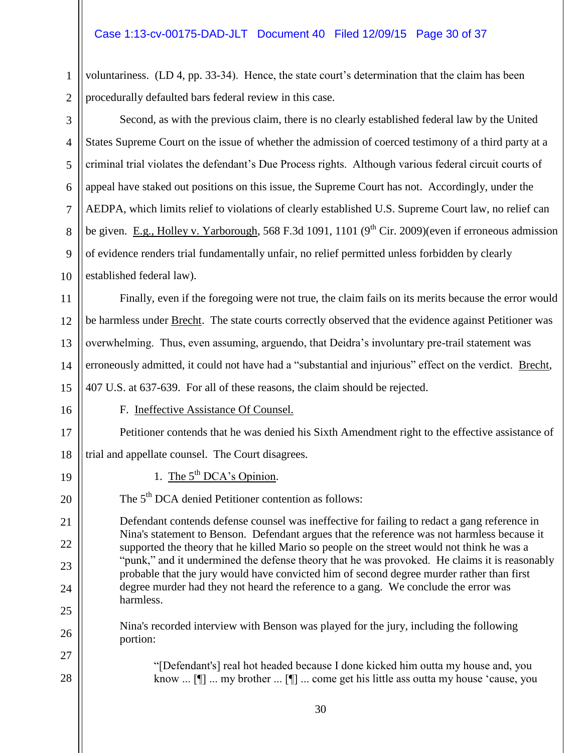voluntariness. (LD 4, pp. 33-34). Hence, the state court's determination that the claim has been procedurally defaulted bars federal review in this case.

Second, as with the previous claim, there is no clearly established federal law by the United States Supreme Court on the issue of whether the admission of coerced testimony of a third party at a criminal trial violates the defendant's Due Process rights. Although various federal circuit courts of appeal have staked out positions on this issue, the Supreme Court has not. Accordingly, under the AEDPA, which limits relief to violations of clearly established U.S. Supreme Court law, no relief can be given. E.g., Holley v. Yarborough, 568 F.3d 1091, 1101 (9th Cir. 2009)(even if erroneous admission of evidence renders trial fundamentally unfair, no relief permitted unless forbidden by clearly established federal law).

Finally, even if the foregoing were not true, the claim fails on its merits because the error would be harmless under Brecht. The state courts correctly observed that the evidence against Petitioner was overwhelming. Thus, even assuming, arguendo, that Deidra's involuntary pre-trail statement was erroneously admitted, it could not have had a "substantial and injurious" effect on the verdict. Brecht, 407 U.S. at 637-639. For all of these reasons, the claim should be rejected.

F. Ineffective Assistance Of Counsel.

Petitioner contends that he was denied his Sixth Amendment right to the effective assistance of trial and appellate counsel. The Court disagrees.

1. The 5th DCA's Opinion.

The 5th DCA denied Petitioner contention as follows:

> Defendant contends defense counsel was ineffective for failing to redact a gang reference in Nina's statement to Benson. Defendant argues that the reference was not harmless because it supported the theory that he killed Mario so people on the street would not think he was a "punk," and it undermined the defense theory that he was provoked. He claims it is reasonably probable that the jury would have convicted him of second degree murder rather than first degree murder had they not heard the reference to a gang. We conclude the error was harmless.
>
> Nina's recorded interview with Benson was played for the jury, including the following portion:
>
> > "[Defendant's] real hot headed because I done kicked him outta my house and, you know ... [¶] ... my brother ... [¶] ... come get his little ass outta my house 'cause, you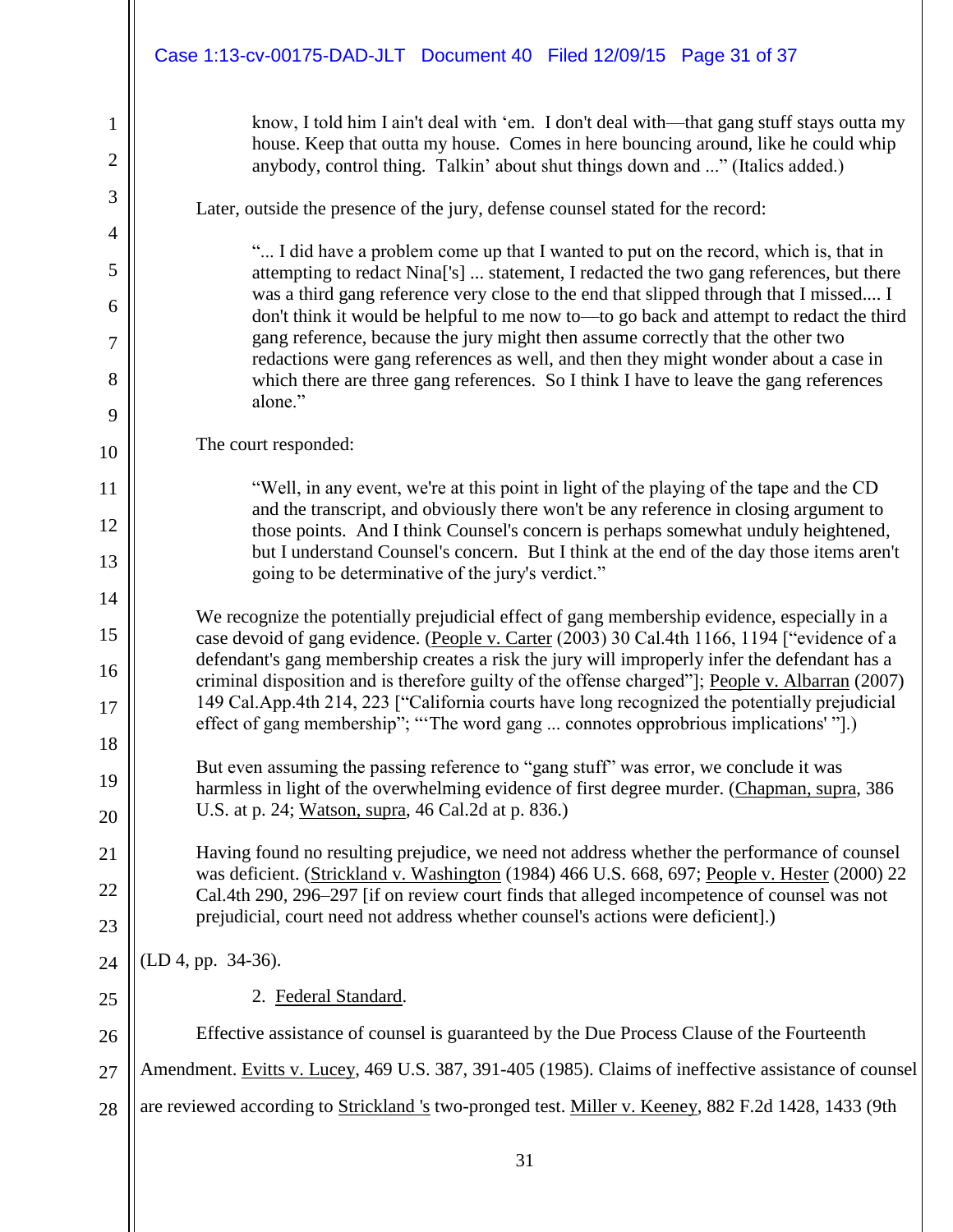> know, I told him I ain't deal with 'em. I don't deal with—that gang stuff stays outta my house. Keep that outta my house. Comes in here bouncing around, like he could whip anybody, control thing. Talkin' about shut things down and ..." (Italics added.)

Later, outside the presence of the jury, defense counsel stated for the record:

> "... I did have a problem come up that I wanted to put on the record, which is, that in attempting to redact Nina['s] ... statement, I redacted the two gang references, but there was a third gang reference very close to the end that slipped through that I missed.... I don't think it would be helpful to me now to—to go back and attempt to redact the third gang reference, because the jury might then assume correctly that the other two redactions were gang references as well, and then they might wonder about a case in which there are three gang references. So I think I have to leave the gang references alone."

The court responded:

> "Well, in any event, we're at this point in light of the playing of the tape and the CD and the transcript, and obviously there won't be any reference in closing argument to those points. And I think Counsel's concern is perhaps somewhat unduly heightened, but I understand Counsel's concern. But I think at the end of the day those items aren't going to be determinative of the jury's verdict."

We recognize the potentially prejudicial effect of gang membership evidence, especially in a case devoid of gang evidence. (People v. Carter (2003) 30 Cal.4th 1166, 1194 ["evidence of a defendant's gang membership creates a risk the jury will improperly infer the defendant has a criminal disposition and is therefore guilty of the offense charged"]; People v. Albarran (2007) 149 Cal.App.4th 214, 223 ["California courts have long recognized the potentially prejudicial effect of gang membership"; "'The word gang ... connotes opprobrious implications' "].)

But even assuming the passing reference to "gang stuff" was error, we conclude it was harmless in light of the overwhelming evidence of first degree murder. (Chapman, supra, 386 U.S. at p. 24; Watson, supra, 46 Cal.2d at p. 836.)

Having found no resulting prejudice, we need not address whether the performance of counsel was deficient. (Strickland v. Washington (1984) 466 U.S. 668, 697; People v. Hester (2000) 22 Cal.4th 290, 296–297 [if on review court finds that alleged incompetence of counsel was not prejudicial, court need not address whether counsel's actions were deficient].)

(LD 4, pp. 34-36).

2. Federal Standard.

Effective assistance of counsel is guaranteed by the Due Process Clause of the Fourteenth Amendment. Evitts v. Lucey, 469 U.S. 387, 391-405 (1985). Claims of ineffective assistance of counsel are reviewed according to Strickland 's two-pronged test. Miller v. Keeney, 882 F.2d 1428, 1433 (9th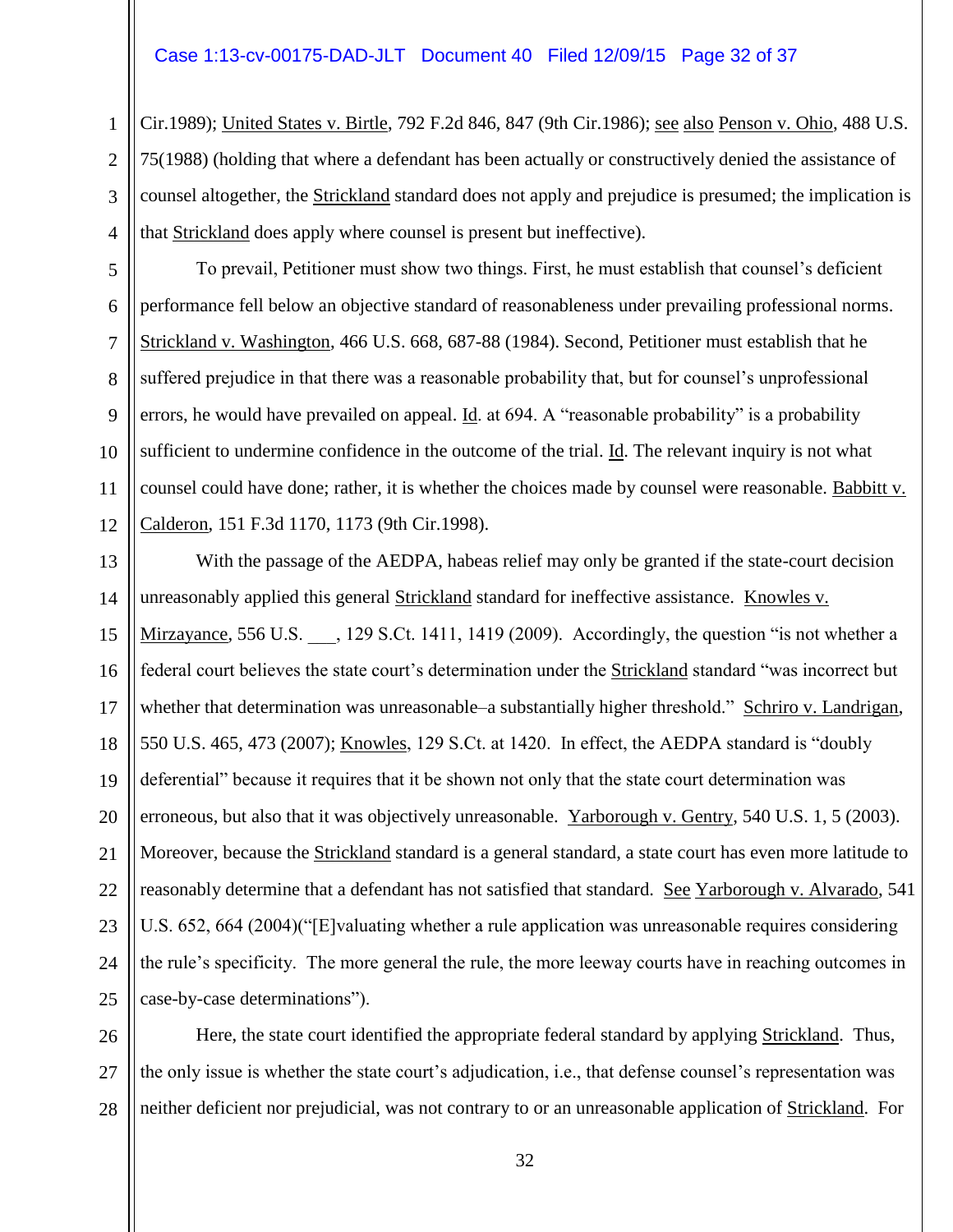Cir.1989); United States v. Birtle, 792 F.2d 846, 847 (9th Cir.1986); see also Penson v. Ohio, 488 U.S. 75(1988) (holding that where a defendant has been actually or constructively denied the assistance of counsel altogether, the Strickland standard does not apply and prejudice is presumed; the implication is that Strickland does apply where counsel is present but ineffective).

To prevail, Petitioner must show two things. First, he must establish that counsel's deficient performance fell below an objective standard of reasonableness under prevailing professional norms. Strickland v. Washington, 466 U.S. 668, 687-88 (1984). Second, Petitioner must establish that he suffered prejudice in that there was a reasonable probability that, but for counsel's unprofessional errors, he would have prevailed on appeal. Id. at 694. A "reasonable probability" is a probability sufficient to undermine confidence in the outcome of the trial. Id. The relevant inquiry is not what counsel could have done; rather, it is whether the choices made by counsel were reasonable. Babbitt v. Calderon, 151 F.3d 1170, 1173 (9th Cir.1998).

With the passage of the AEDPA, habeas relief may only be granted if the state-court decision unreasonably applied this general Strickland standard for ineffective assistance. Knowles v. Mirzayance, 556 U.S. ___, 129 S.Ct. 1411, 1419 (2009). Accordingly, the question "is not whether a federal court believes the state court's determination under the Strickland standard "was incorrect but whether that determination was unreasonable–a substantially higher threshold." Schriro v. Landrigan, 550 U.S. 465, 473 (2007); Knowles, 129 S.Ct. at 1420. In effect, the AEDPA standard is "doubly deferential" because it requires that it be shown not only that the state court determination was erroneous, but also that it was objectively unreasonable. Yarborough v. Gentry, 540 U.S. 1, 5 (2003). Moreover, because the Strickland standard is a general standard, a state court has even more latitude to reasonably determine that a defendant has not satisfied that standard. See Yarborough v. Alvarado, 541 U.S. 652, 664 (2004)("[E]valuating whether a rule application was unreasonable requires considering the rule's specificity. The more general the rule, the more leeway courts have in reaching outcomes in case-by-case determinations").

Here, the state court identified the appropriate federal standard by applying Strickland. Thus, the only issue is whether the state court's adjudication, i.e., that defense counsel's representation was neither deficient nor prejudicial, was not contrary to or an unreasonable application of Strickland. For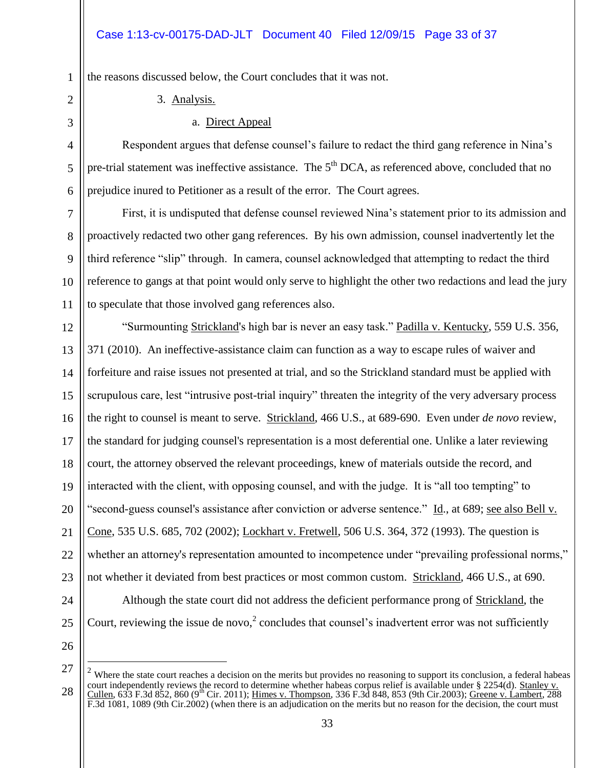the reasons discussed below, the Court concludes that it was not.

3. Analysis.

a. Direct Appeal

Respondent argues that defense counsel's failure to redact the third gang reference in Nina's pre-trial statement was ineffective assistance. The 5th DCA, as referenced above, concluded that no prejudice inured to Petitioner as a result of the error. The Court agrees.

First, it is undisputed that defense counsel reviewed Nina's statement prior to its admission and proactively redacted two other gang references. By his own admission, counsel inadvertently let the third reference "slip" through. In camera, counsel acknowledged that attempting to redact the third reference to gangs at that point would only serve to highlight the other two redactions and lead the jury to speculate that those involved gang references also.

"Surmounting Strickland's high bar is never an easy task." Padilla v. Kentucky, 559 U.S. 356, 371 (2010). An ineffective-assistance claim can function as a way to escape rules of waiver and forfeiture and raise issues not presented at trial, and so the Strickland standard must be applied with scrupulous care, lest "intrusive post-trial inquiry" threaten the integrity of the very adversary process the right to counsel is meant to serve. Strickland, 466 U.S., at 689-690. Even under *de novo* review, the standard for judging counsel's representation is a most deferential one. Unlike a later reviewing court, the attorney observed the relevant proceedings, knew of materials outside the record, and interacted with the client, with opposing counsel, and with the judge. It is "all too tempting" to "second-guess counsel's assistance after conviction or adverse sentence." Id., at 689; see also Bell v. Cone, 535 U.S. 685, 702 (2002); Lockhart v. Fretwell, 506 U.S. 364, 372 (1993). The question is whether an attorney's representation amounted to incompetence under "prevailing professional norms," not whether it deviated from best practices or most common custom. Strickland, 466 U.S., at 690.

Although the state court did not address the deficient performance prong of Strickland, the Court, reviewing the issue de novo,[2] concludes that counsel's inadvertent error was not sufficiently

[2] Where the state court reaches a decision on the merits but provides no reasoning to support its conclusion, a federal habeas court independently reviews the record to determine whether habeas corpus relief is available under § 2254(d). Stanley v. Cullen, 633 F.3d 852, 860 (9th Cir. 2011); Himes v. Thompson, 336 F.3d 848, 853 (9th Cir.2003); Greene v. Lambert, 288 F.3d 1081, 1089 (9th Cir.2002) (when there is an adjudication on the merits but no reason for the decision, the court must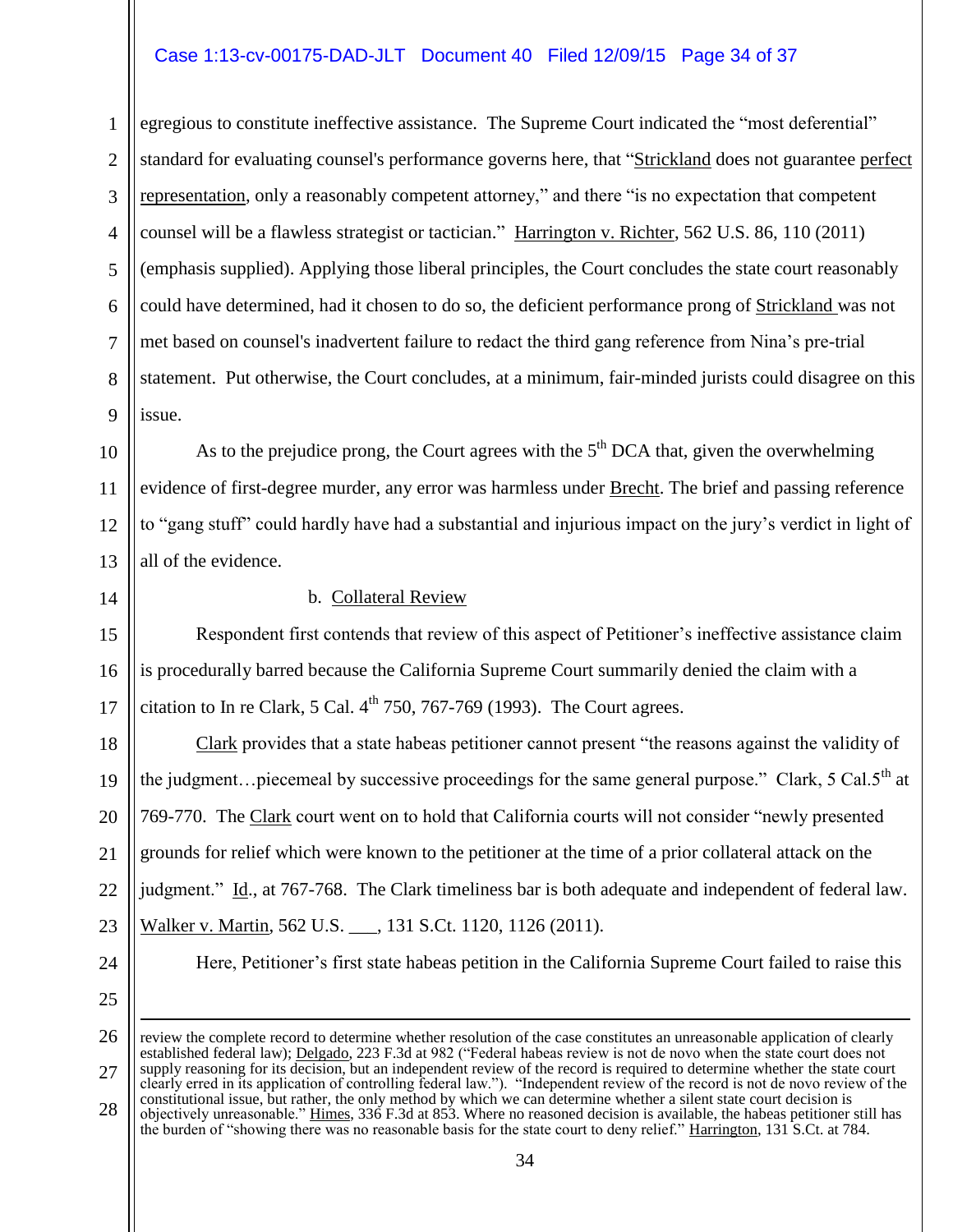egregious to constitute ineffective assistance. The Supreme Court indicated the "most deferential" standard for evaluating counsel's performance governs here, that "Strickland does not guarantee perfect representation, only a reasonably competent attorney," and there "is no expectation that competent counsel will be a flawless strategist or tactician." Harrington v. Richter, 562 U.S. 86, 110 (2011) (emphasis supplied). Applying those liberal principles, the Court concludes the state court reasonably could have determined, had it chosen to do so, the deficient performance prong of Strickland was not met based on counsel's inadvertent failure to redact the third gang reference from Nina's pre-trial statement. Put otherwise, the Court concludes, at a minimum, fair-minded jurists could disagree on this issue.

As to the prejudice prong, the Court agrees with the 5th DCA that, given the overwhelming evidence of first-degree murder, any error was harmless under Brecht. The brief and passing reference to "gang stuff" could hardly have had a substantial and injurious impact on the jury's verdict in light of all of the evidence.

b. Collateral Review

Respondent first contends that review of this aspect of Petitioner's ineffective assistance claim is procedurally barred because the California Supreme Court summarily denied the claim with a citation to In re Clark, 5 Cal. 4th 750, 767-769 (1993). The Court agrees.

Clark provides that a state habeas petitioner cannot present "the reasons against the validity of the judgment…piecemeal by successive proceedings for the same general purpose." Clark, 5 Cal.5th at 769-770. The Clark court went on to hold that California courts will not consider "newly presented grounds for relief which were known to the petitioner at the time of a prior collateral attack on the judgment." Id., at 767-768. The Clark timeliness bar is both adequate and independent of federal law. Walker v. Martin, 562 U.S. ___, 131 S.Ct. 1120, 1126 (2011).

Here, Petitioner's first state habeas petition in the California Supreme Court failed to raise this

---

review the complete record to determine whether resolution of the case constitutes an unreasonable application of clearly established federal law); Delgado, 223 F.3d at 982 ("Federal habeas review is not de novo when the state court does not supply reasoning for its decision, but an independent review of the record is required to determine whether the state court clearly erred in its application of controlling federal law."). "Independent review of the record is not de novo review of the constitutional issue, but rather, the only method by which we can determine whether a silent state court decision is objectively unreasonable." Himes, 336 F.3d at 853. Where no reasoned decision is available, the habeas petitioner still has the burden of "showing there was no reasonable basis for the state court to deny relief." Harrington, 131 S.Ct. at 784.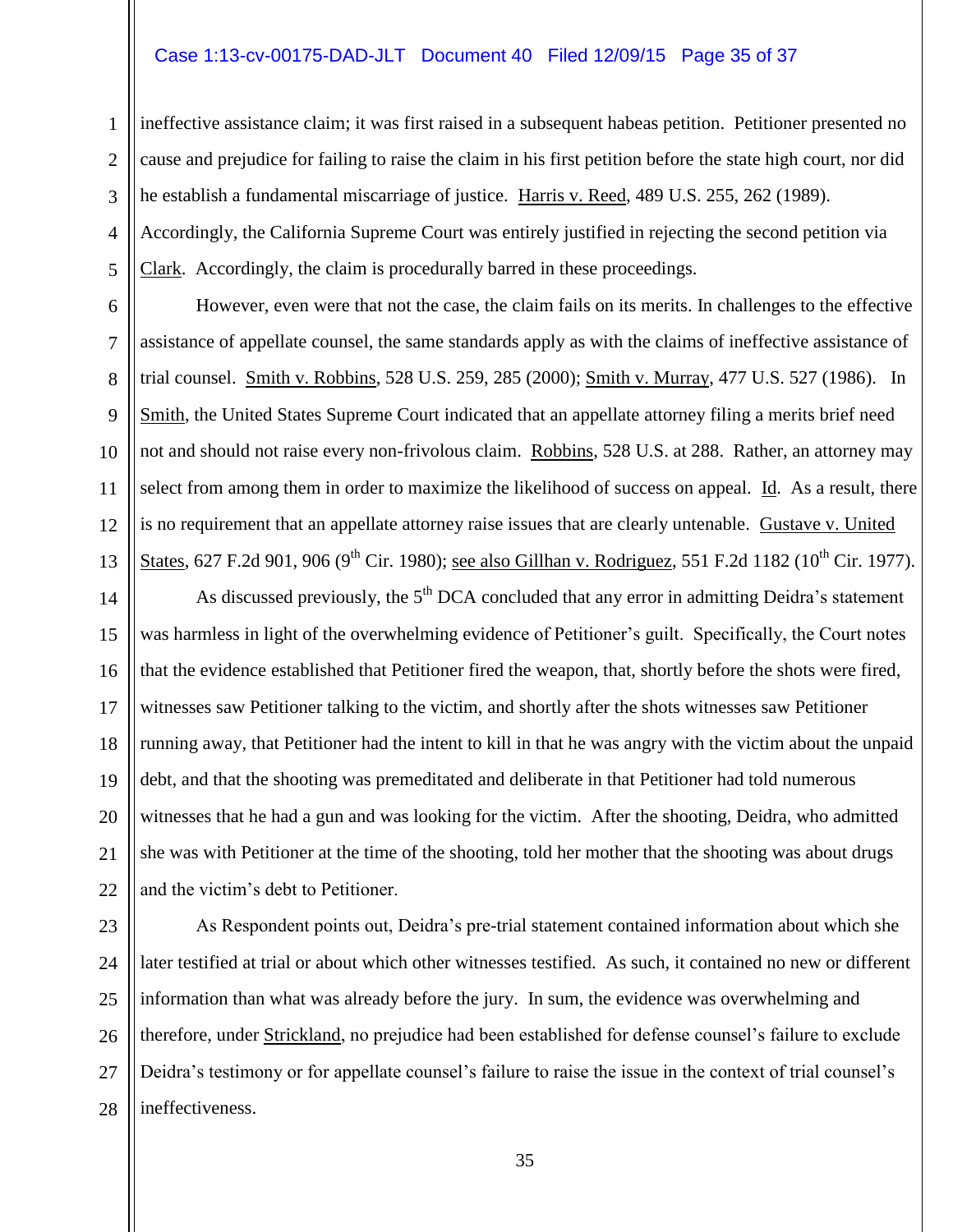ineffective assistance claim; it was first raised in a subsequent habeas petition. Petitioner presented no cause and prejudice for failing to raise the claim in his first petition before the state high court, nor did he establish a fundamental miscarriage of justice. Harris v. Reed, 489 U.S. 255, 262 (1989). Accordingly, the California Supreme Court was entirely justified in rejecting the second petition via Clark. Accordingly, the claim is procedurally barred in these proceedings.

However, even were that not the case, the claim fails on its merits. In challenges to the effective assistance of appellate counsel, the same standards apply as with the claims of ineffective assistance of trial counsel. Smith v. Robbins, 528 U.S. 259, 285 (2000); Smith v. Murray, 477 U.S. 527 (1986). In Smith, the United States Supreme Court indicated that an appellate attorney filing a merits brief need not and should not raise every non-frivolous claim. Robbins, 528 U.S. at 288. Rather, an attorney may select from among them in order to maximize the likelihood of success on appeal. Id. As a result, there is no requirement that an appellate attorney raise issues that are clearly untenable. Gustave v. United States, 627 F.2d 901, 906 (9th Cir. 1980); see also Gillhan v. Rodriguez, 551 F.2d 1182 (10th Cir. 1977).

As discussed previously, the 5th DCA concluded that any error in admitting Deidra's statement was harmless in light of the overwhelming evidence of Petitioner's guilt. Specifically, the Court notes that the evidence established that Petitioner fired the weapon, that, shortly before the shots were fired, witnesses saw Petitioner talking to the victim, and shortly after the shots witnesses saw Petitioner running away, that Petitioner had the intent to kill in that he was angry with the victim about the unpaid debt, and that the shooting was premeditated and deliberate in that Petitioner had told numerous witnesses that he had a gun and was looking for the victim. After the shooting, Deidra, who admitted she was with Petitioner at the time of the shooting, told her mother that the shooting was about drugs and the victim's debt to Petitioner.

As Respondent points out, Deidra's pre-trial statement contained information about which she later testified at trial or about which other witnesses testified. As such, it contained no new or different information than what was already before the jury. In sum, the evidence was overwhelming and therefore, under Strickland, no prejudice had been established for defense counsel's failure to exclude Deidra's testimony or for appellate counsel's failure to raise the issue in the context of trial counsel's ineffectiveness.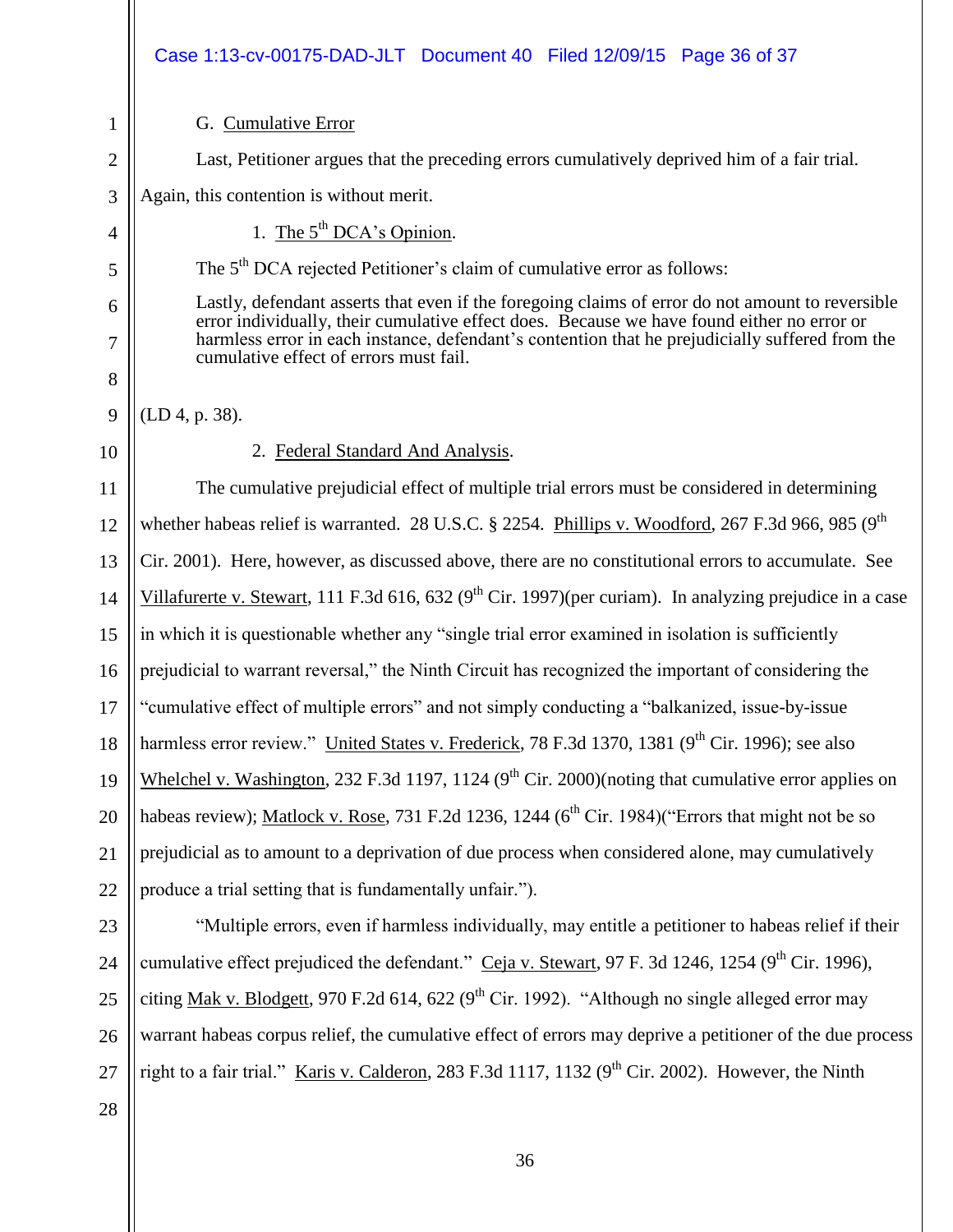G. Cumulative Error

Last, Petitioner argues that the preceding errors cumulatively deprived him of a fair trial. Again, this contention is without merit.

1. The 5th DCA's Opinion.

The 5th DCA rejected Petitioner's claim of cumulative error as follows:

> Lastly, defendant asserts that even if the foregoing claims of error do not amount to reversible error individually, their cumulative effect does. Because we have found either no error or harmless error in each instance, defendant's contention that he prejudicially suffered from the cumulative effect of errors must fail.

(LD 4, p. 38).

2. Federal Standard And Analysis.

The cumulative prejudicial effect of multiple trial errors must be considered in determining whether habeas relief is warranted. 28 U.S.C. § 2254. Phillips v. Woodford, 267 F.3d 966, 985 (9th Cir. 2001). Here, however, as discussed above, there are no constitutional errors to accumulate. See Villafurerte v. Stewart, 111 F.3d 616, 632 (9th Cir. 1997)(per curiam). In analyzing prejudice in a case in which it is questionable whether any "single trial error examined in isolation is sufficiently prejudicial to warrant reversal," the Ninth Circuit has recognized the important of considering the "cumulative effect of multiple errors" and not simply conducting a "balkanized, issue-by-issue harmless error review." United States v. Frederick, 78 F.3d 1370, 1381 (9th Cir. 1996); see also Whelchel v. Washington, 232 F.3d 1197, 1124 (9th Cir. 2000)(noting that cumulative error applies on habeas review); Matlock v. Rose, 731 F.2d 1236, 1244 (6th Cir. 1984)("Errors that might not be so prejudicial as to amount to a deprivation of due process when considered alone, may cumulatively produce a trial setting that is fundamentally unfair.").

"Multiple errors, even if harmless individually, may entitle a petitioner to habeas relief if their cumulative effect prejudiced the defendant." Ceja v. Stewart, 97 F. 3d 1246, 1254 (9th Cir. 1996), citing Mak v. Blodgett, 970 F.2d 614, 622 (9th Cir. 1992). "Although no single alleged error may warrant habeas corpus relief, the cumulative effect of errors may deprive a petitioner of the due process right to a fair trial." Karis v. Calderon, 283 F.3d 1117, 1132 (9th Cir. 2002). However, the Ninth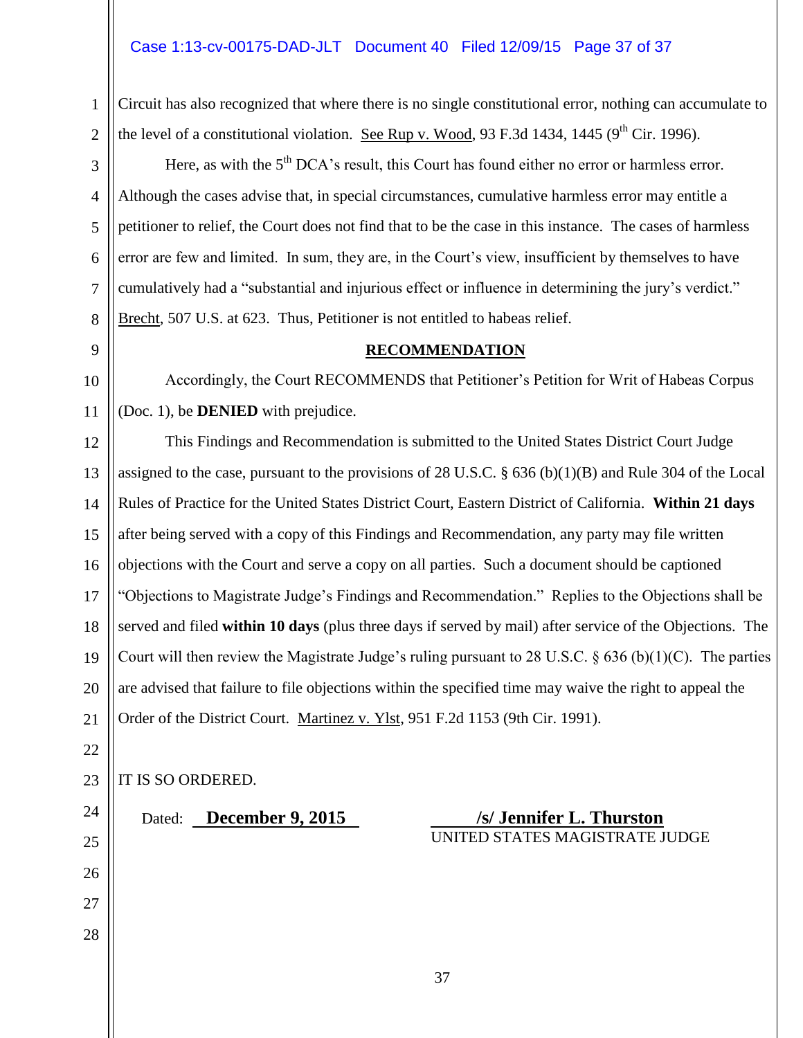Circuit has also recognized that where there is no single constitutional error, nothing can accumulate to the level of a constitutional violation. See Rup v. Wood, 93 F.3d 1434, 1445 (9th Cir. 1996).

Here, as with the 5th DCA's result, this Court has found either no error or harmless error. Although the cases advise that, in special circumstances, cumulative harmless error may entitle a petitioner to relief, the Court does not find that to be the case in this instance. The cases of harmless error are few and limited. In sum, they are, in the Court's view, insufficient by themselves to have cumulatively had a "substantial and injurious effect or influence in determining the jury's verdict." Brecht, 507 U.S. at 623. Thus, Petitioner is not entitled to habeas relief.

## RECOMMENDATION

Accordingly, the Court RECOMMENDS that Petitioner's Petition for Writ of Habeas Corpus (Doc. 1), be **DENIED** with prejudice.

This Findings and Recommendation is submitted to the United States District Court Judge assigned to the case, pursuant to the provisions of 28 U.S.C. § 636 (b)(1)(B) and Rule 304 of the Local Rules of Practice for the United States District Court, Eastern District of California. **Within 21 days** after being served with a copy of this Findings and Recommendation, any party may file written objections with the Court and serve a copy on all parties. Such a document should be captioned "Objections to Magistrate Judge's Findings and Recommendation." Replies to the Objections shall be served and filed **within 10 days** (plus three days if served by mail) after service of the Objections. The Court will then review the Magistrate Judge's ruling pursuant to 28 U.S.C. § 636 (b)(1)(C). The parties are advised that failure to file objections within the specified time may waive the right to appeal the Order of the District Court. Martinez v. Ylst, 951 F.2d 1153 (9th Cir. 1991).

IT IS SO ORDERED.

Dated: **December 9, 2015**

**/s/ Jennifer L. Thurston**
UNITED STATES MAGISTRATE JUDGE